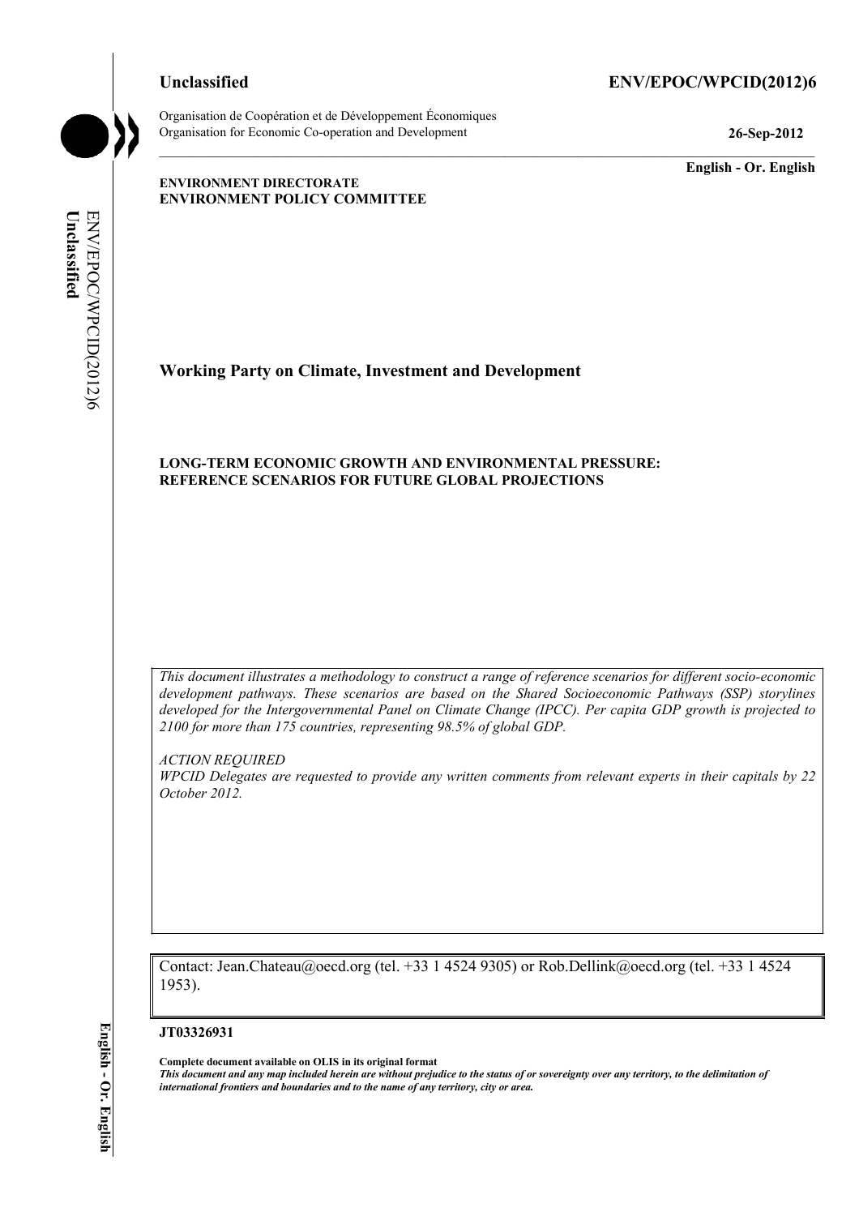**Unclassified** **ENV/EPOC/WPCID(2012)6**

Organisation de Coopération et de Développement Économiques
Organisation for Economic Co-operation and Development **26-Sep-2012**

**English - Or. English**

**ENVIRONMENT DIRECTORATE**
**ENVIRONMENT POLICY COMMITTEE**

# Working Party on Climate, Investment and Development

## LONG-TERM ECONOMIC GROWTH AND ENVIRONMENTAL PRESSURE: REFERENCE SCENARIOS FOR FUTURE GLOBAL PROJECTIONS

*This document illustrates a methodology to construct a range of reference scenarios for different socio-economic development pathways. These scenarios are based on the Shared Socioeconomic Pathways (SSP) storylines developed for the Intergovernmental Panel on Climate Change (IPCC). Per capita GDP growth is projected to 2100 for more than 175 countries, representing 98.5% of global GDP.*

*ACTION REQUIRED*
*WPCID Delegates are requested to provide any written comments from relevant experts in their capitals by 22 October 2012.*

Contact: Jean.Chateau@oecd.org (tel. +33 1 4524 9305) or Rob.Dellink@oecd.org (tel. +33 1 4524 1953).

**JT03326931**

**Complete document available on OLIS in its original format**
***This document and any map included herein are without prejudice to the status of or sovereignty over any territory, to the delimitation of international frontiers and boundaries and to the name of any territory, city or area.***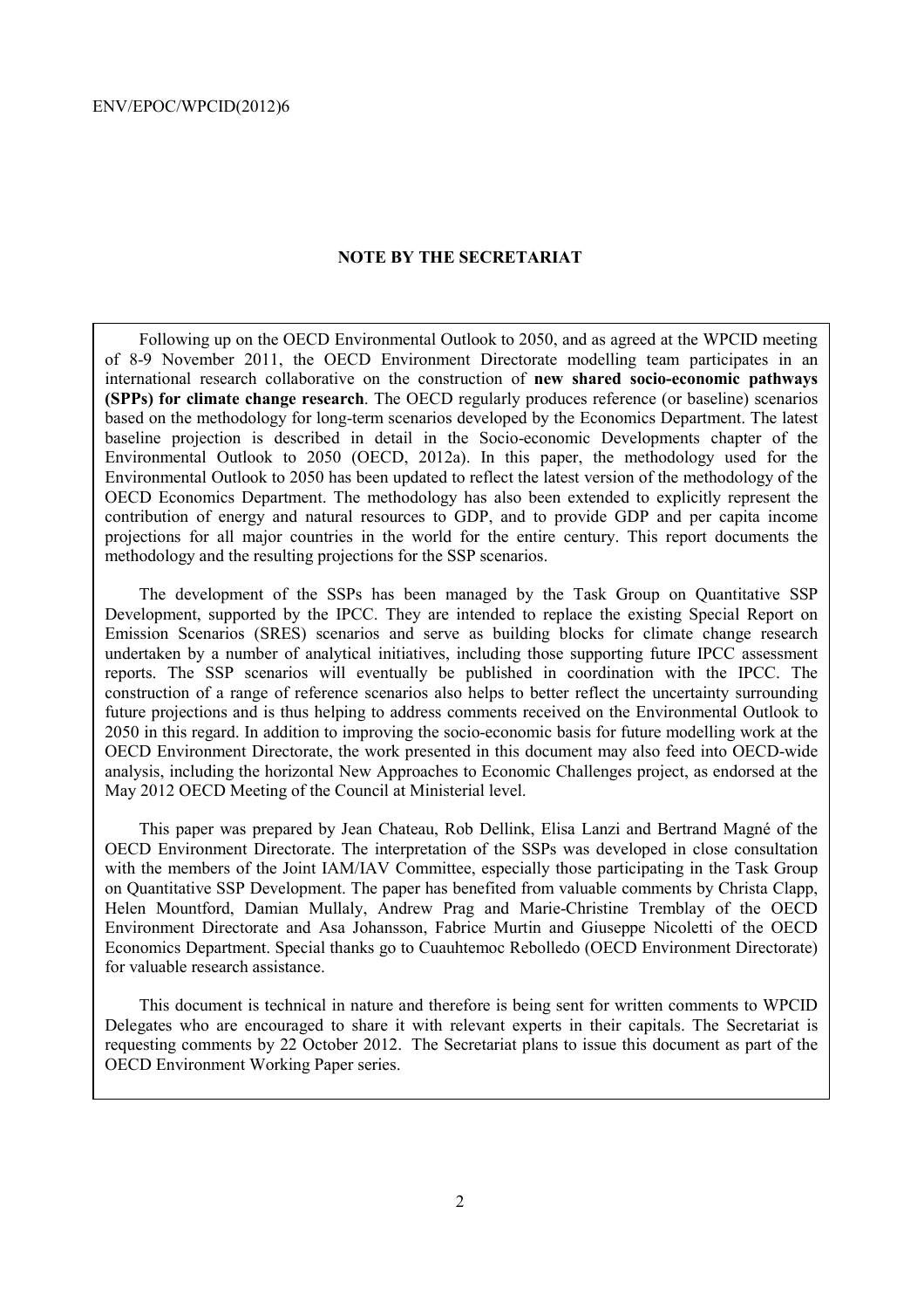## NOTE BY THE SECRETARIAT

Following up on the OECD Environmental Outlook to 2050, and as agreed at the WPCID meeting of 8-9 November 2011, the OECD Environment Directorate modelling team participates in an international research collaborative on the construction of **new shared socio-economic pathways (SPPs) for climate change research**. The OECD regularly produces reference (or baseline) scenarios based on the methodology for long-term scenarios developed by the Economics Department. The latest baseline projection is described in detail in the Socio-economic Developments chapter of the Environmental Outlook to 2050 (OECD, 2012a). In this paper, the methodology used for the Environmental Outlook to 2050 has been updated to reflect the latest version of the methodology of the OECD Economics Department. The methodology has also been extended to explicitly represent the contribution of energy and natural resources to GDP, and to provide GDP and per capita income projections for all major countries in the world for the entire century. This report documents the methodology and the resulting projections for the SSP scenarios.

The development of the SSPs has been managed by the Task Group on Quantitative SSP Development, supported by the IPCC. They are intended to replace the existing Special Report on Emission Scenarios (SRES) scenarios and serve as building blocks for climate change research undertaken by a number of analytical initiatives, including those supporting future IPCC assessment reports. The SSP scenarios will eventually be published in coordination with the IPCC. The construction of a range of reference scenarios also helps to better reflect the uncertainty surrounding future projections and is thus helping to address comments received on the Environmental Outlook to 2050 in this regard. In addition to improving the socio-economic basis for future modelling work at the OECD Environment Directorate, the work presented in this document may also feed into OECD-wide analysis, including the horizontal New Approaches to Economic Challenges project, as endorsed at the May 2012 OECD Meeting of the Council at Ministerial level.

This paper was prepared by Jean Chateau, Rob Dellink, Elisa Lanzi and Bertrand Magné of the OECD Environment Directorate. The interpretation of the SSPs was developed in close consultation with the members of the Joint IAM/IAV Committee, especially those participating in the Task Group on Quantitative SSP Development. The paper has benefited from valuable comments by Christa Clapp, Helen Mountford, Damian Mullaly, Andrew Prag and Marie-Christine Tremblay of the OECD Environment Directorate and Asa Johansson, Fabrice Murtin and Giuseppe Nicoletti of the OECD Economics Department. Special thanks go to Cuauhtemoc Rebolledo (OECD Environment Directorate) for valuable research assistance.

This document is technical in nature and therefore is being sent for written comments to WPCID Delegates who are encouraged to share it with relevant experts in their capitals. The Secretariat is requesting comments by 22 October 2012. The Secretariat plans to issue this document as part of the OECD Environment Working Paper series.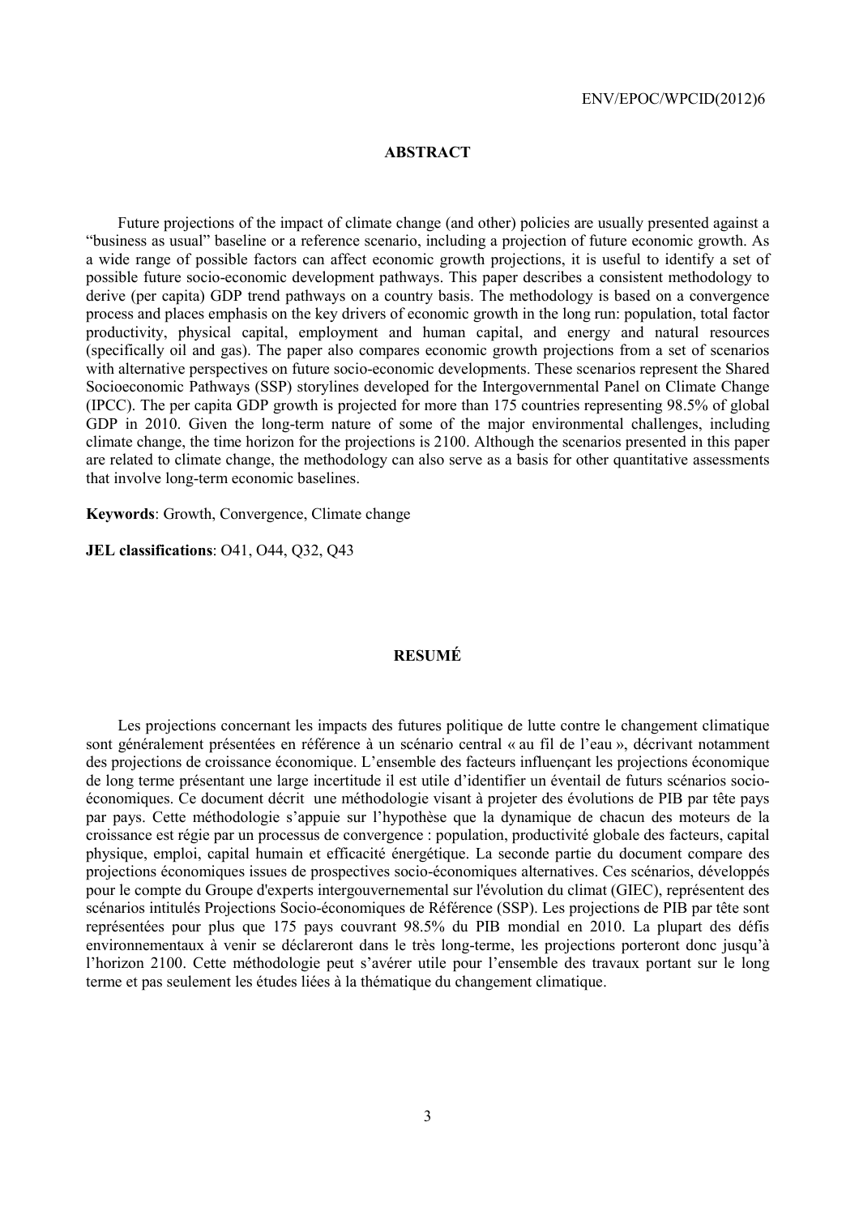## ABSTRACT

Future projections of the impact of climate change (and other) policies are usually presented against a "business as usual" baseline or a reference scenario, including a projection of future economic growth. As a wide range of possible factors can affect economic growth projections, it is useful to identify a set of possible future socio-economic development pathways. This paper describes a consistent methodology to derive (per capita) GDP trend pathways on a country basis. The methodology is based on a convergence process and places emphasis on the key drivers of economic growth in the long run: population, total factor productivity, physical capital, employment and human capital, and energy and natural resources (specifically oil and gas). The paper also compares economic growth projections from a set of scenarios with alternative perspectives on future socio-economic developments. These scenarios represent the Shared Socioeconomic Pathways (SSP) storylines developed for the Intergovernmental Panel on Climate Change (IPCC). The per capita GDP growth is projected for more than 175 countries representing 98.5% of global GDP in 2010. Given the long-term nature of some of the major environmental challenges, including climate change, the time horizon for the projections is 2100. Although the scenarios presented in this paper are related to climate change, the methodology can also serve as a basis for other quantitative assessments that involve long-term economic baselines.

**Keywords**: Growth, Convergence, Climate change

**JEL classifications**: O41, O44, Q32, Q43

## RESUMÉ

Les projections concernant les impacts des futures politique de lutte contre le changement climatique sont généralement présentées en référence à un scénario central « au fil de l'eau », décrivant notamment des projections de croissance économique. L'ensemble des facteurs influençant les projections économique de long terme présentant une large incertitude il est utile d'identifier un éventail de futurs scénarios socio-économiques. Ce document décrit une méthodologie visant à projeter des évolutions de PIB par tête pays par pays. Cette méthodologie s'appuie sur l'hypothèse que la dynamique de chacun des moteurs de la croissance est régie par un processus de convergence : population, productivité globale des facteurs, capital physique, emploi, capital humain et efficacité énergétique. La seconde partie du document compare des projections économiques issues de prospectives socio-économiques alternatives. Ces scénarios, développés pour le compte du Groupe d'experts intergouvernemental sur l'évolution du climat (GIEC), représentent des scénarios intitulés Projections Socio-économiques de Référence (SSP). Les projections de PIB par tête sont représentées pour plus que 175 pays couvrant 98.5% du PIB mondial en 2010. La plupart des défis environnementaux à venir se déclareront dans le très long-terme, les projections porteront donc jusqu'à l'horizon 2100. Cette méthodologie peut s'avérer utile pour l'ensemble des travaux portant sur le long terme et pas seulement les études liées à la thématique du changement climatique.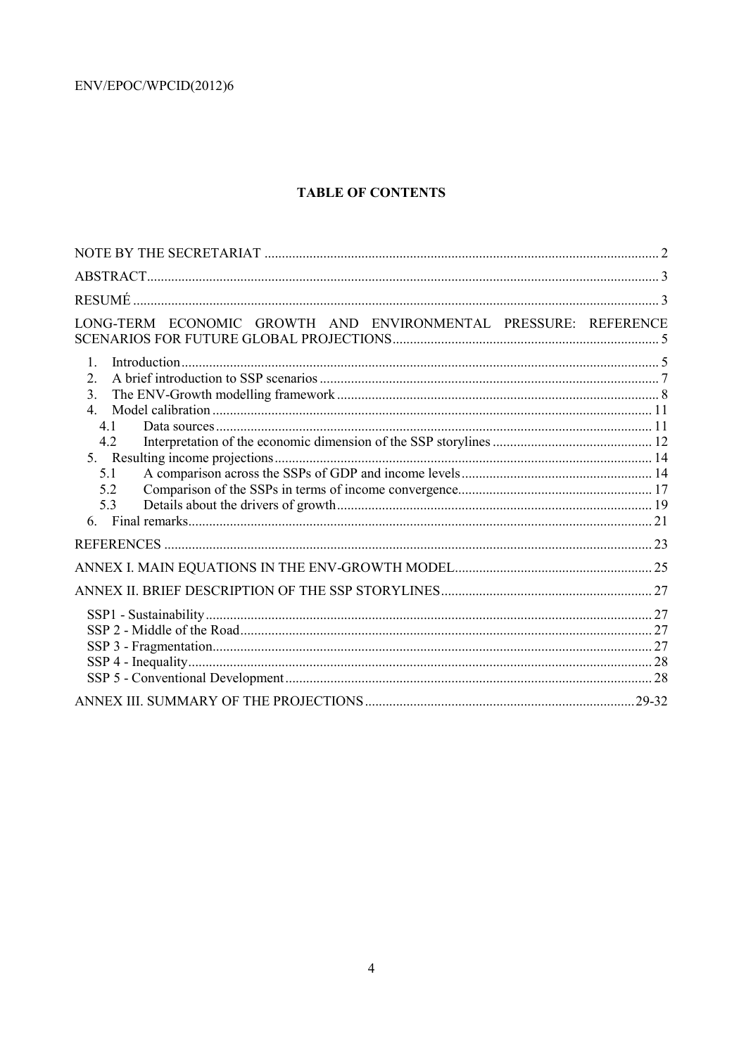## TABLE OF CONTENTS

- NOTE BY THE SECRETARIAT ..... 2
- ABSTRACT ..... 3
- RESUMÉ ..... 3
- LONG-TERM ECONOMIC GROWTH AND ENVIRONMENTAL PRESSURE: REFERENCE SCENARIOS FOR FUTURE GLOBAL PROJECTIONS ..... 5
  1. Introduction ..... 5
  2. A brief introduction to SSP scenarios ..... 7
  3. The ENV-Growth modelling framework ..... 8
  4. Model calibration ..... 11
     - 4.1 Data sources ..... 11
     - 4.2 Interpretation of the economic dimension of the SSP storylines ..... 12
  5. Resulting income projections ..... 14
     - 5.1 A comparison across the SSPs of GDP and income levels ..... 14
     - 5.2 Comparison of the SSPs in terms of income convergence ..... 17
     - 5.3 Details about the drivers of growth ..... 19
  6. Final remarks ..... 21
- REFERENCES ..... 23
- ANNEX I. MAIN EQUATIONS IN THE ENV-GROWTH MODEL ..... 25
- ANNEX II. BRIEF DESCRIPTION OF THE SSP STORYLINES ..... 27
  - SSP1 - Sustainability ..... 27
  - SSP 2 - Middle of the Road ..... 27
  - SSP 3 - Fragmentation ..... 27
  - SSP 4 - Inequality ..... 28
  - SSP 5 - Conventional Development ..... 28
- ANNEX III. SUMMARY OF THE PROJECTIONS ..... 29-32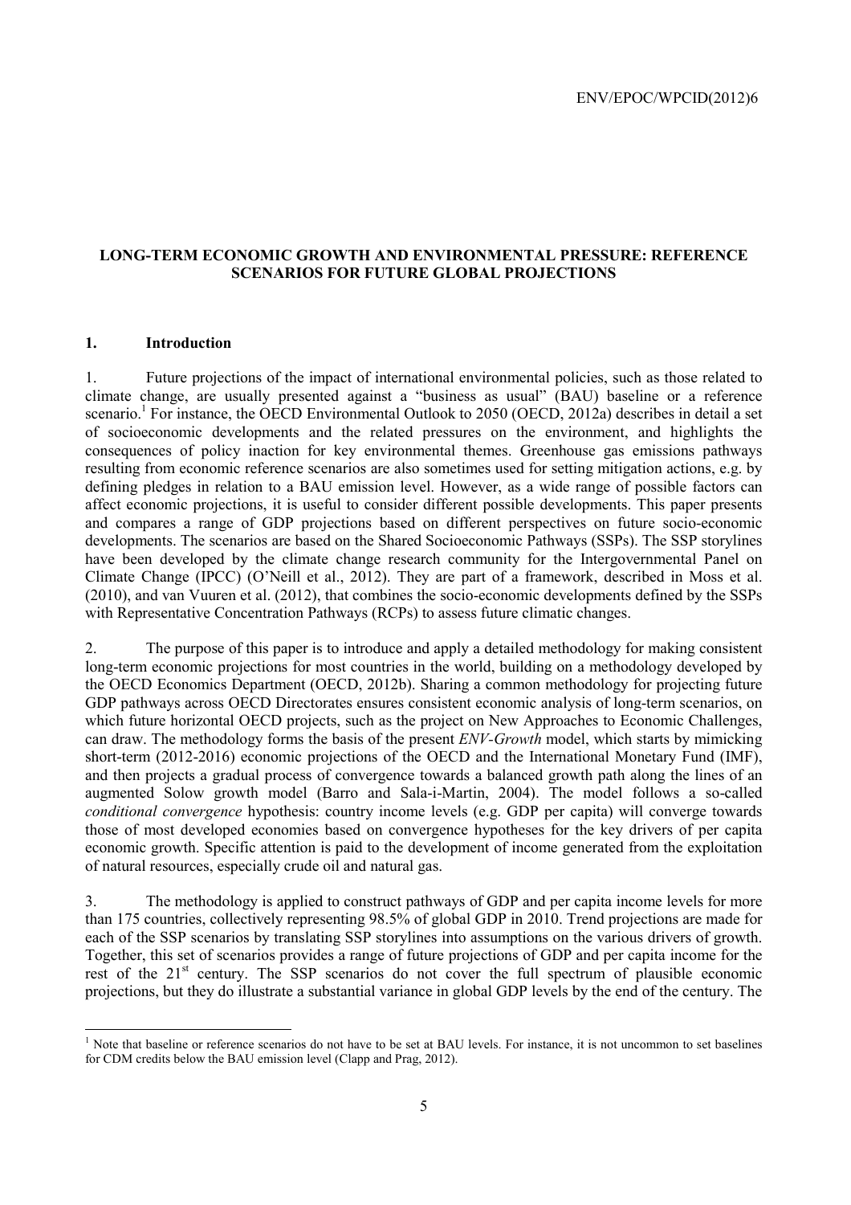# LONG-TERM ECONOMIC GROWTH AND ENVIRONMENTAL PRESSURE: REFERENCE SCENARIOS FOR FUTURE GLOBAL PROJECTIONS

## 1. Introduction

1. Future projections of the impact of international environmental policies, such as those related to climate change, are usually presented against a "business as usual" (BAU) baseline or a reference scenario.[1] For instance, the OECD Environmental Outlook to 2050 (OECD, 2012a) describes in detail a set of socioeconomic developments and the related pressures on the environment, and highlights the consequences of policy inaction for key environmental themes. Greenhouse gas emissions pathways resulting from economic reference scenarios are also sometimes used for setting mitigation actions, e.g. by defining pledges in relation to a BAU emission level. However, as a wide range of possible factors can affect economic projections, it is useful to consider different possible developments. This paper presents and compares a range of GDP projections based on different perspectives on future socio-economic developments. The scenarios are based on the Shared Socioeconomic Pathways (SSPs). The SSP storylines have been developed by the climate change research community for the Intergovernmental Panel on Climate Change (IPCC) (O'Neill et al., 2012). They are part of a framework, described in Moss et al. (2010), and van Vuuren et al. (2012), that combines the socio-economic developments defined by the SSPs with Representative Concentration Pathways (RCPs) to assess future climatic changes.

2. The purpose of this paper is to introduce and apply a detailed methodology for making consistent long-term economic projections for most countries in the world, building on a methodology developed by the OECD Economics Department (OECD, 2012b). Sharing a common methodology for projecting future GDP pathways across OECD Directorates ensures consistent economic analysis of long-term scenarios, on which future horizontal OECD projects, such as the project on New Approaches to Economic Challenges, can draw. The methodology forms the basis of the present *ENV-Growth* model, which starts by mimicking short-term (2012-2016) economic projections of the OECD and the International Monetary Fund (IMF), and then projects a gradual process of convergence towards a balanced growth path along the lines of an augmented Solow growth model (Barro and Sala-i-Martin, 2004). The model follows a so-called *conditional convergence* hypothesis: country income levels (e.g. GDP per capita) will converge towards those of most developed economies based on convergence hypotheses for the key drivers of per capita economic growth. Specific attention is paid to the development of income generated from the exploitation of natural resources, especially crude oil and natural gas.

3. The methodology is applied to construct pathways of GDP and per capita income levels for more than 175 countries, collectively representing 98.5% of global GDP in 2010. Trend projections are made for each of the SSP scenarios by translating SSP storylines into assumptions on the various drivers of growth. Together, this set of scenarios provides a range of future projections of GDP and per capita income for the rest of the 21st century. The SSP scenarios do not cover the full spectrum of plausible economic projections, but they do illustrate a substantial variance in global GDP levels by the end of the century. The

[1] Note that baseline or reference scenarios do not have to be set at BAU levels. For instance, it is not uncommon to set baselines for CDM credits below the BAU emission level (Clapp and Prag, 2012).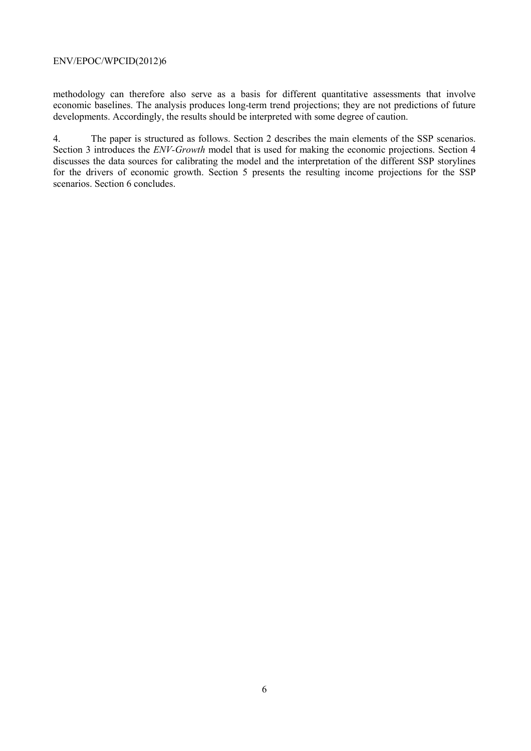methodology can therefore also serve as a basis for different quantitative assessments that involve economic baselines. The analysis produces long-term trend projections; they are not predictions of future developments. Accordingly, the results should be interpreted with some degree of caution.

4. The paper is structured as follows. Section 2 describes the main elements of the SSP scenarios. Section 3 introduces the *ENV-Growth* model that is used for making the economic projections. Section 4 discusses the data sources for calibrating the model and the interpretation of the different SSP storylines for the drivers of economic growth. Section 5 presents the resulting income projections for the SSP scenarios. Section 6 concludes.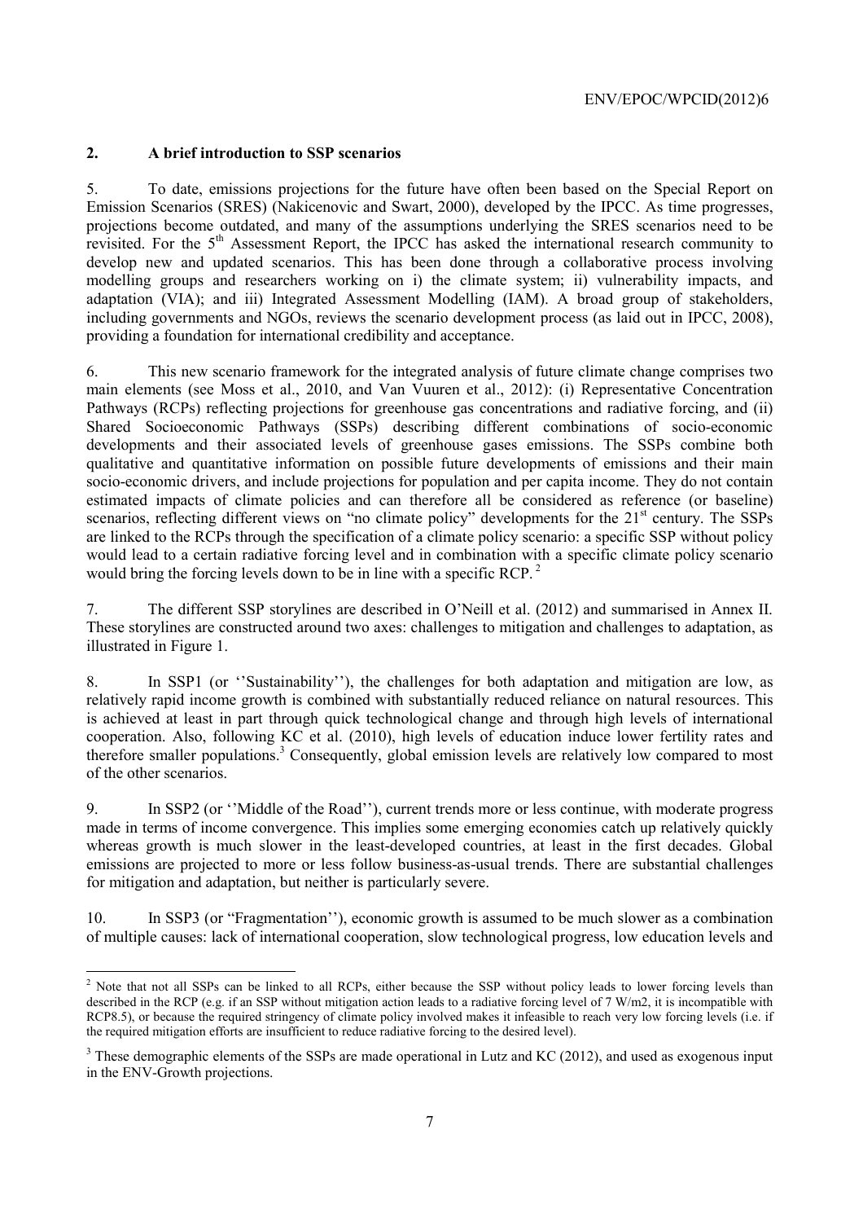## 2. A brief introduction to SSP scenarios

5. To date, emissions projections for the future have often been based on the Special Report on Emission Scenarios (SRES) (Nakicenovic and Swart, 2000), developed by the IPCC. As time progresses, projections become outdated, and many of the assumptions underlying the SRES scenarios need to be revisited. For the 5[th] Assessment Report, the IPCC has asked the international research community to develop new and updated scenarios. This has been done through a collaborative process involving modelling groups and researchers working on i) the climate system; ii) vulnerability impacts, and adaptation (VIA); and iii) Integrated Assessment Modelling (IAM). A broad group of stakeholders, including governments and NGOs, reviews the scenario development process (as laid out in IPCC, 2008), providing a foundation for international credibility and acceptance.

6. This new scenario framework for the integrated analysis of future climate change comprises two main elements (see Moss et al., 2010, and Van Vuuren et al., 2012): (i) Representative Concentration Pathways (RCPs) reflecting projections for greenhouse gas concentrations and radiative forcing, and (ii) Shared Socioeconomic Pathways (SSPs) describing different combinations of socio-economic developments and their associated levels of greenhouse gases emissions. The SSPs combine both qualitative and quantitative information on possible future developments of emissions and their main socio-economic drivers, and include projections for population and per capita income. They do not contain estimated impacts of climate policies and can therefore all be considered as reference (or baseline) scenarios, reflecting different views on "no climate policy" developments for the 21[st] century. The SSPs are linked to the RCPs through the specification of a climate policy scenario: a specific SSP without policy would lead to a certain radiative forcing level and in combination with a specific climate policy scenario would bring the forcing levels down to be in line with a specific RCP.[2]

7. The different SSP storylines are described in O'Neill et al. (2012) and summarised in Annex II. These storylines are constructed around two axes: challenges to mitigation and challenges to adaptation, as illustrated in Figure 1.

8. In SSP1 (or ''Sustainability''), the challenges for both adaptation and mitigation are low, as relatively rapid income growth is combined with substantially reduced reliance on natural resources. This is achieved at least in part through quick technological change and through high levels of international cooperation. Also, following KC et al. (2010), high levels of education induce lower fertility rates and therefore smaller populations.[3] Consequently, global emission levels are relatively low compared to most of the other scenarios.

9. In SSP2 (or ''Middle of the Road''), current trends more or less continue, with moderate progress made in terms of income convergence. This implies some emerging economies catch up relatively quickly whereas growth is much slower in the least-developed countries, at least in the first decades. Global emissions are projected to more or less follow business-as-usual trends. There are substantial challenges for mitigation and adaptation, but neither is particularly severe.

10. In SSP3 (or "Fragmentation''), economic growth is assumed to be much slower as a combination of multiple causes: lack of international cooperation, slow technological progress, low education levels and

---

[2] Note that not all SSPs can be linked to all RCPs, either because the SSP without policy leads to lower forcing levels than described in the RCP (e.g. if an SSP without mitigation action leads to a radiative forcing level of 7 W/m2, it is incompatible with RCP8.5), or because the required stringency of climate policy involved makes it infeasible to reach very low forcing levels (i.e. if the required mitigation efforts are insufficient to reduce radiative forcing to the desired level).

[3] These demographic elements of the SSPs are made operational in Lutz and KC (2012), and used as exogenous input in the ENV-Growth projections.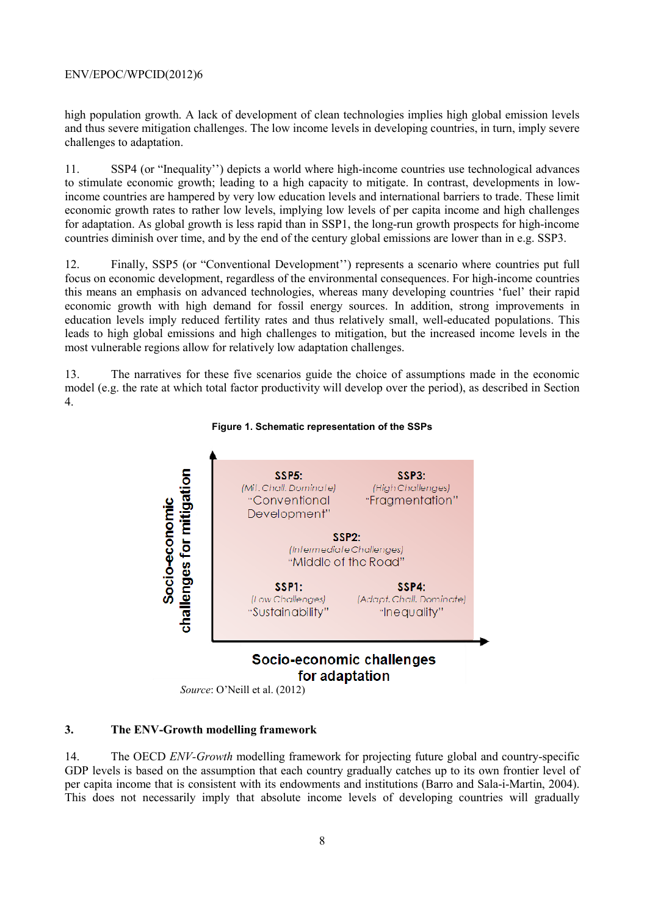high population growth. A lack of development of clean technologies implies high global emission levels and thus severe mitigation challenges. The low income levels in developing countries, in turn, imply severe challenges to adaptation.

11. SSP4 (or "Inequality'') depicts a world where high-income countries use technological advances to stimulate economic growth; leading to a high capacity to mitigate. In contrast, developments in low-income countries are hampered by very low education levels and international barriers to trade. These limit economic growth rates to rather low levels, implying low levels of per capita income and high challenges for adaptation. As global growth is less rapid than in SSP1, the long-run growth prospects for high-income countries diminish over time, and by the end of the century global emissions are lower than in e.g. SSP3.

12. Finally, SSP5 (or "Conventional Development'') represents a scenario where countries put full focus on economic development, regardless of the environmental consequences. For high-income countries this means an emphasis on advanced technologies, whereas many developing countries 'fuel' their rapid economic growth with high demand for fossil energy sources. In addition, strong improvements in education levels imply reduced fertility rates and thus relatively small, well-educated populations. This leads to high global emissions and high challenges to mitigation, but the increased income levels in the most vulnerable regions allow for relatively low adaptation challenges.

13. The narratives for these five scenarios guide the choice of assumptions made in the economic model (e.g. the rate at which total factor productivity will develop over the period), as described in Section 4.

**Figure 1. Schematic representation of the SSPs**

Socio-economic challenges for mitigation

SSP5: (Mit. Chall. Dominate) "Conventional Development"

SSP3: (High Challenges) "Fragmentation"

SSP2: (Intermediate Challenges) "Middle of the Road"

SSP1: (Low Challenges) "Sustainability"

SSP4: (Adapt. Chall. Dominate) "Inequality"

Socio-economic challenges for adaptation

*Source*: O'Neill et al. (2012)

## 3. The ENV-Growth modelling framework

14. The OECD *ENV-Growth* modelling framework for projecting future global and country-specific GDP levels is based on the assumption that each country gradually catches up to its own frontier level of per capita income that is consistent with its endowments and institutions (Barro and Sala-i-Martin, 2004). This does not necessarily imply that absolute income levels of developing countries will gradually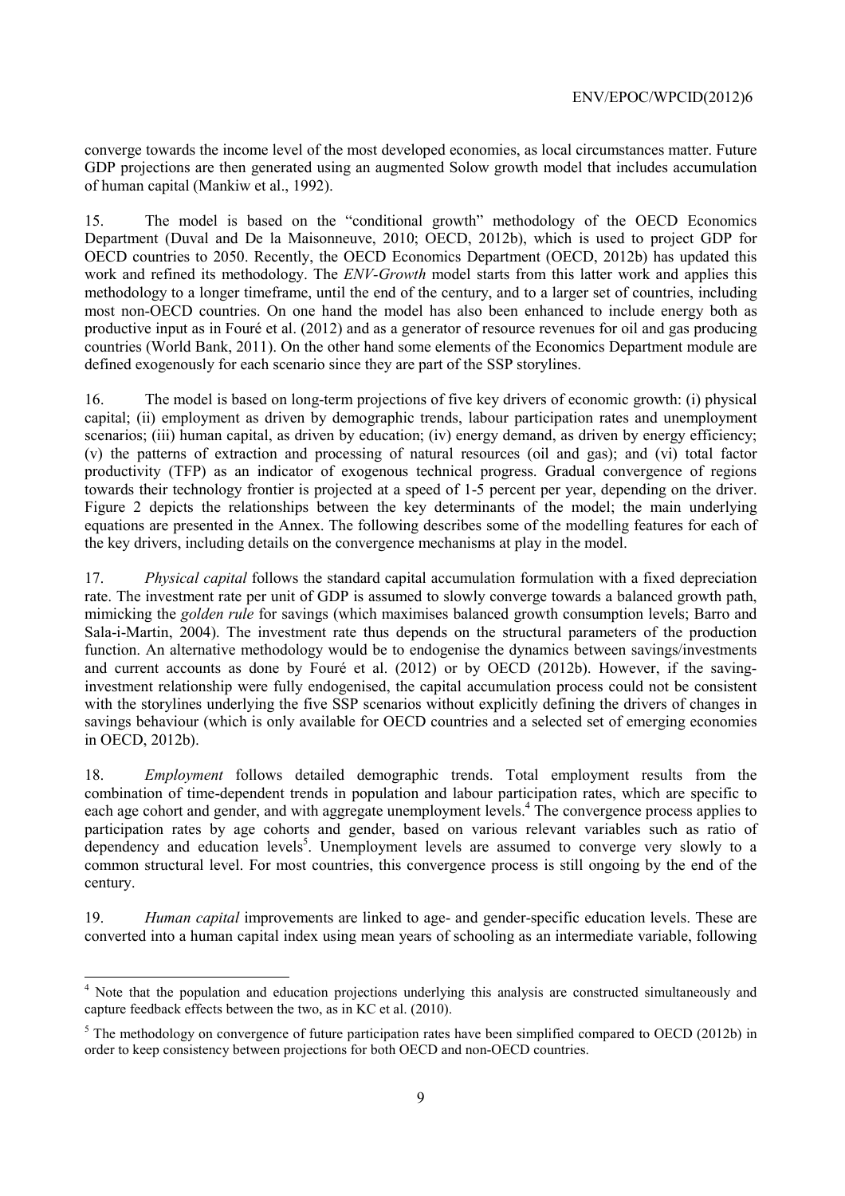converge towards the income level of the most developed economies, as local circumstances matter. Future GDP projections are then generated using an augmented Solow growth model that includes accumulation of human capital (Mankiw et al., 1992).

15. The model is based on the "conditional growth" methodology of the OECD Economics Department (Duval and De la Maisonneuve, 2010; OECD, 2012b), which is used to project GDP for OECD countries to 2050. Recently, the OECD Economics Department (OECD, 2012b) has updated this work and refined its methodology. The *ENV-Growth* model starts from this latter work and applies this methodology to a longer timeframe, until the end of the century, and to a larger set of countries, including most non-OECD countries. On one hand the model has also been enhanced to include energy both as productive input as in Fouré et al. (2012) and as a generator of resource revenues for oil and gas producing countries (World Bank, 2011). On the other hand some elements of the Economics Department module are defined exogenously for each scenario since they are part of the SSP storylines.

16. The model is based on long-term projections of five key drivers of economic growth: (i) physical capital; (ii) employment as driven by demographic trends, labour participation rates and unemployment scenarios; (iii) human capital, as driven by education; (iv) energy demand, as driven by energy efficiency; (v) the patterns of extraction and processing of natural resources (oil and gas); and (vi) total factor productivity (TFP) as an indicator of exogenous technical progress. Gradual convergence of regions towards their technology frontier is projected at a speed of 1-5 percent per year, depending on the driver. Figure 2 depicts the relationships between the key determinants of the model; the main underlying equations are presented in the Annex. The following describes some of the modelling features for each of the key drivers, including details on the convergence mechanisms at play in the model.

17. *Physical capital* follows the standard capital accumulation formulation with a fixed depreciation rate. The investment rate per unit of GDP is assumed to slowly converge towards a balanced growth path, mimicking the *golden rule* for savings (which maximises balanced growth consumption levels; Barro and Sala-i-Martin, 2004). The investment rate thus depends on the structural parameters of the production function. An alternative methodology would be to endogenise the dynamics between savings/investments and current accounts as done by Fouré et al. (2012) or by OECD (2012b). However, if the saving-investment relationship were fully endogenised, the capital accumulation process could not be consistent with the storylines underlying the five SSP scenarios without explicitly defining the drivers of changes in savings behaviour (which is only available for OECD countries and a selected set of emerging economies in OECD, 2012b).

18. *Employment* follows detailed demographic trends. Total employment results from the combination of time-dependent trends in population and labour participation rates, which are specific to each age cohort and gender, and with aggregate unemployment levels.[4] The convergence process applies to participation rates by age cohorts and gender, based on various relevant variables such as ratio of dependency and education levels[5]. Unemployment levels are assumed to converge very slowly to a common structural level. For most countries, this convergence process is still ongoing by the end of the century.

19. *Human capital* improvements are linked to age- and gender-specific education levels. These are converted into a human capital index using mean years of schooling as an intermediate variable, following

---

[4] Note that the population and education projections underlying this analysis are constructed simultaneously and capture feedback effects between the two, as in KC et al. (2010).

[5] The methodology on convergence of future participation rates have been simplified compared to OECD (2012b) in order to keep consistency between projections for both OECD and non-OECD countries.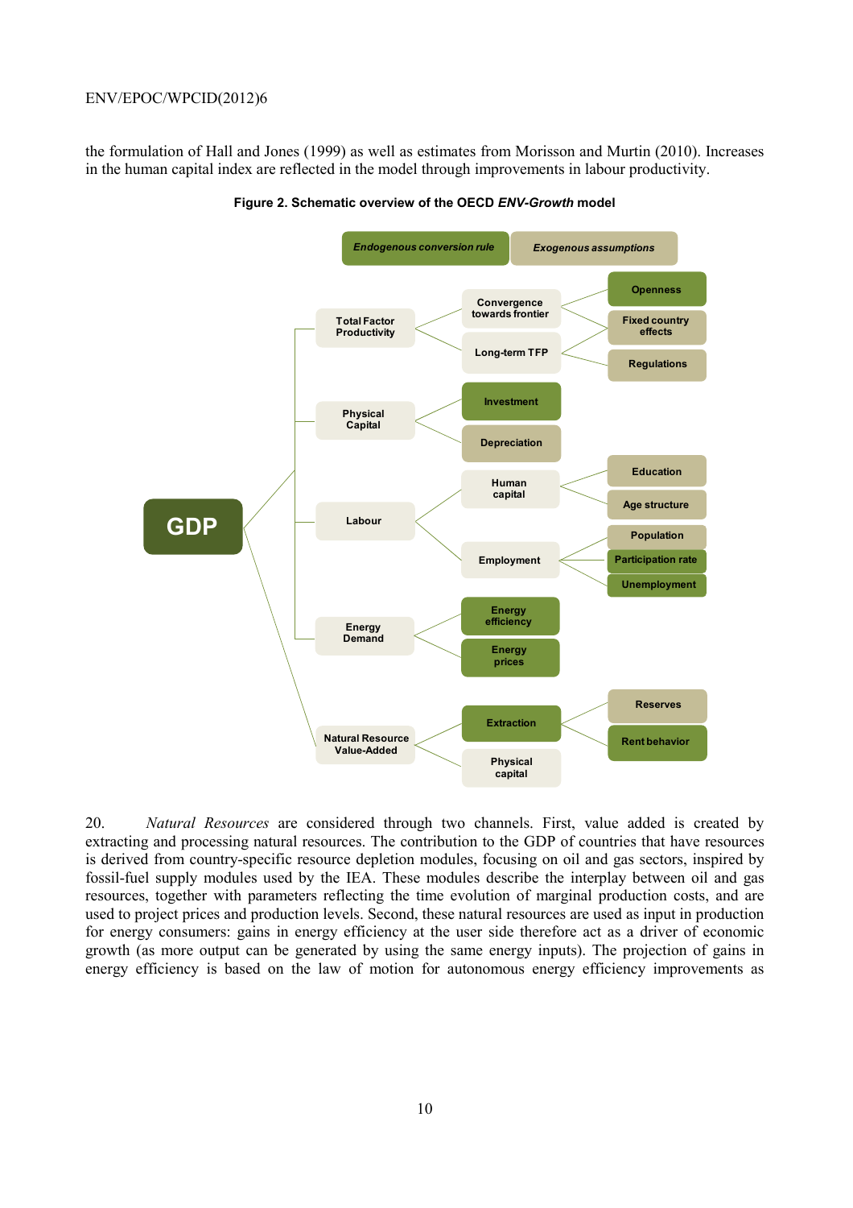the formulation of Hall and Jones (1999) as well as estimates from Morisson and Murtin (2010). Increases in the human capital index are reflected in the model through improvements in labour productivity.

**Figure 2. Schematic overview of the OECD *ENV-Growth* model**

Endogenous conversion rule | Exogenous assumptions

- **GDP**
  - Total Factor Productivity
    - Convergence towards frontier
    - Long-term TFP
      - Openness
      - Fixed country effects
      - Regulations
  - Physical Capital
    - Investment
    - Depreciation
  - Labour
    - Human capital
      - Education
      - Age structure
    - Employment
      - Population
      - Participation rate
      - Unemployment
  - Energy Demand
    - Energy efficiency
    - Energy prices
  - Natural Resource Value-Added
    - Extraction
      - Reserves
      - Rent behavior
    - Physical capital

20. *Natural Resources* are considered through two channels. First, value added is created by extracting and processing natural resources. The contribution to the GDP of countries that have resources is derived from country-specific resource depletion modules, focusing on oil and gas sectors, inspired by fossil-fuel supply modules used by the IEA. These modules describe the interplay between oil and gas resources, together with parameters reflecting the time evolution of marginal production costs, and are used to project prices and production levels. Second, these natural resources are used as input in production for energy consumers: gains in energy efficiency at the user side therefore act as a driver of economic growth (as more output can be generated by using the same energy inputs). The projection of gains in energy efficiency is based on the law of motion for autonomous energy efficiency improvements as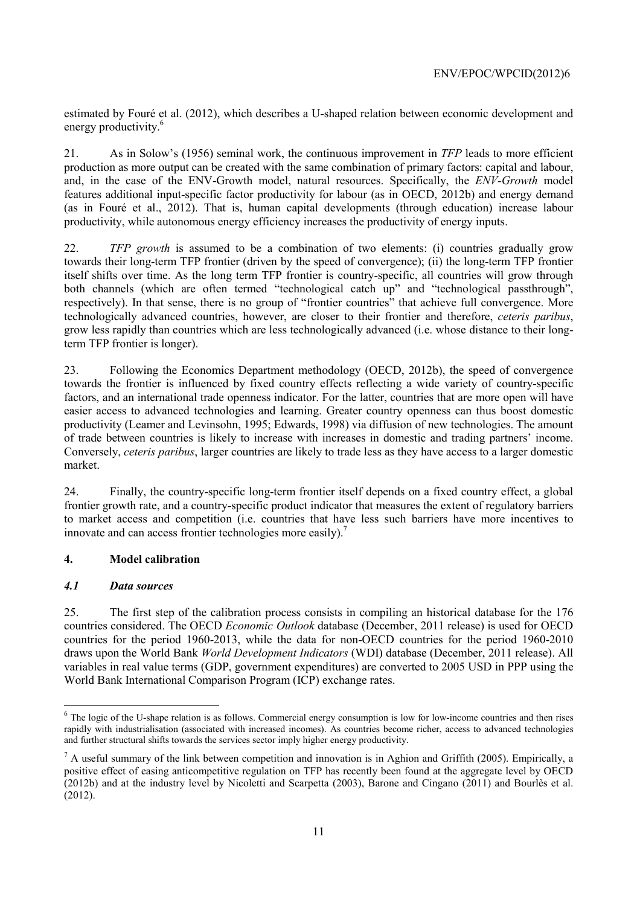estimated by Fouré et al. (2012), which describes a U-shaped relation between economic development and energy productivity.[6]

21. As in Solow's (1956) seminal work, the continuous improvement in *TFP* leads to more efficient production as more output can be created with the same combination of primary factors: capital and labour, and, in the case of the ENV-Growth model, natural resources. Specifically, the *ENV-Growth* model features additional input-specific factor productivity for labour (as in OECD, 2012b) and energy demand (as in Fouré et al., 2012). That is, human capital developments (through education) increase labour productivity, while autonomous energy efficiency increases the productivity of energy inputs.

22. *TFP growth* is assumed to be a combination of two elements: (i) countries gradually grow towards their long-term TFP frontier (driven by the speed of convergence); (ii) the long-term TFP frontier itself shifts over time. As the long term TFP frontier is country-specific, all countries will grow through both channels (which are often termed "technological catch up" and "technological passthrough", respectively). In that sense, there is no group of "frontier countries" that achieve full convergence. More technologically advanced countries, however, are closer to their frontier and therefore, *ceteris paribus*, grow less rapidly than countries which are less technologically advanced (i.e. whose distance to their long-term TFP frontier is longer).

23. Following the Economics Department methodology (OECD, 2012b), the speed of convergence towards the frontier is influenced by fixed country effects reflecting a wide variety of country-specific factors, and an international trade openness indicator. For the latter, countries that are more open will have easier access to advanced technologies and learning. Greater country openness can thus boost domestic productivity (Leamer and Levinsohn, 1995; Edwards, 1998) via diffusion of new technologies. The amount of trade between countries is likely to increase with increases in domestic and trading partners' income. Conversely, *ceteris paribus*, larger countries are likely to trade less as they have access to a larger domestic market.

24. Finally, the country-specific long-term frontier itself depends on a fixed country effect, a global frontier growth rate, and a country-specific product indicator that measures the extent of regulatory barriers to market access and competition (i.e. countries that have less such barriers have more incentives to innovate and can access frontier technologies more easily).[7]

## 4. Model calibration

### *4.1 Data sources*

25. The first step of the calibration process consists in compiling an historical database for the 176 countries considered. The OECD *Economic Outlook* database (December, 2011 release) is used for OECD countries for the period 1960-2013, while the data for non-OECD countries for the period 1960-2010 draws upon the World Bank *World Development Indicators* (WDI) database (December, 2011 release). All variables in real value terms (GDP, government expenditures) are converted to 2005 USD in PPP using the World Bank International Comparison Program (ICP) exchange rates.

---

[6] The logic of the U-shape relation is as follows. Commercial energy consumption is low for low-income countries and then rises rapidly with industrialisation (associated with increased incomes). As countries become richer, access to advanced technologies and further structural shifts towards the services sector imply higher energy productivity.

[7] A useful summary of the link between competition and innovation is in Aghion and Griffith (2005). Empirically, a positive effect of easing anticompetitive regulation on TFP has recently been found at the aggregate level by OECD (2012b) and at the industry level by Nicoletti and Scarpetta (2003), Barone and Cingano (2011) and Bourlès et al. (2012).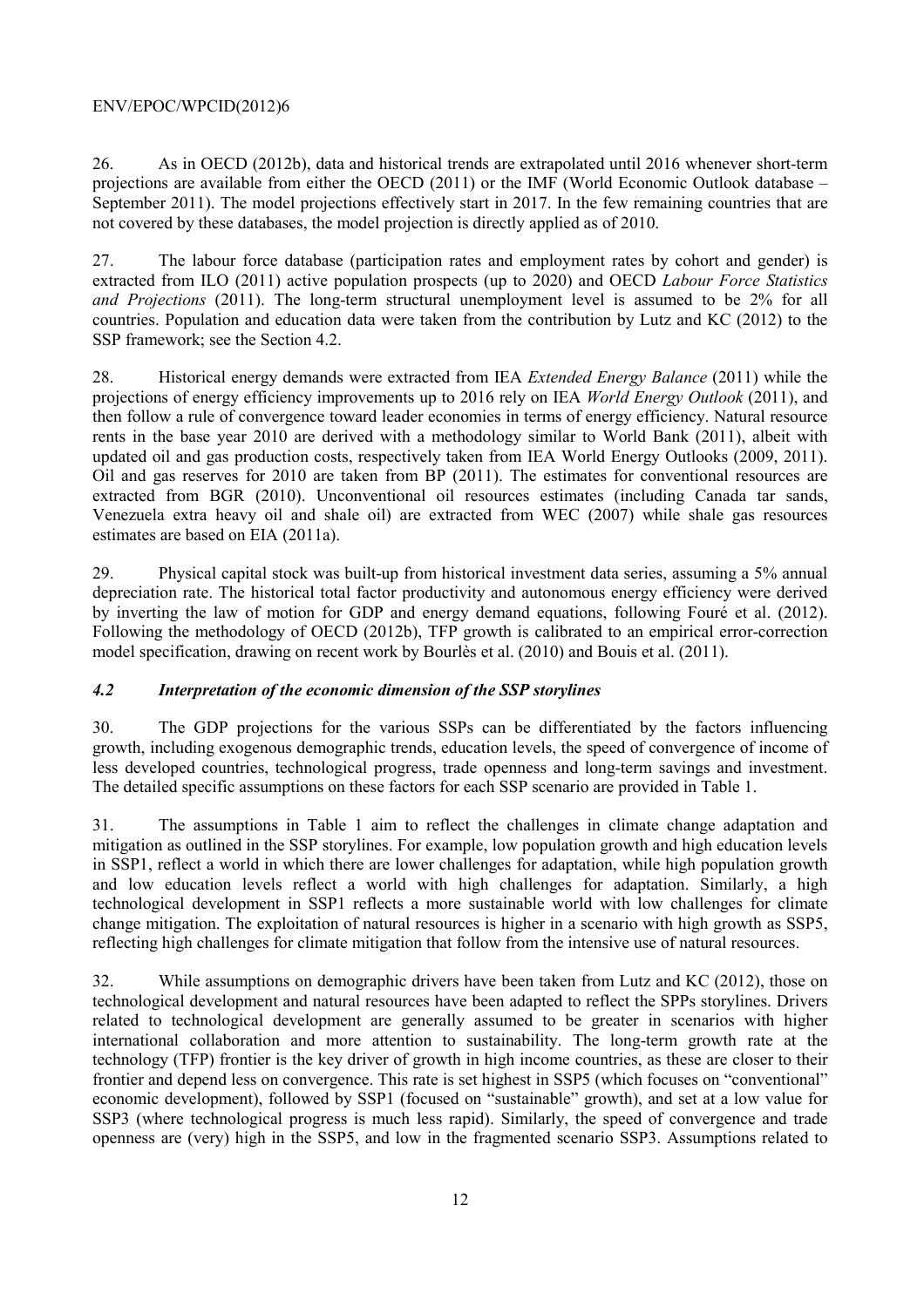26. As in OECD (2012b), data and historical trends are extrapolated until 2016 whenever short-term projections are available from either the OECD (2011) or the IMF (World Economic Outlook database – September 2011). The model projections effectively start in 2017. In the few remaining countries that are not covered by these databases, the model projection is directly applied as of 2010.

27. The labour force database (participation rates and employment rates by cohort and gender) is extracted from ILO (2011) active population prospects (up to 2020) and OECD *Labour Force Statistics and Projections* (2011). The long-term structural unemployment level is assumed to be 2% for all countries. Population and education data were taken from the contribution by Lutz and KC (2012) to the SSP framework; see the Section 4.2.

28. Historical energy demands were extracted from IEA *Extended Energy Balance* (2011) while the projections of energy efficiency improvements up to 2016 rely on IEA *World Energy Outlook* (2011), and then follow a rule of convergence toward leader economies in terms of energy efficiency. Natural resource rents in the base year 2010 are derived with a methodology similar to World Bank (2011), albeit with updated oil and gas production costs, respectively taken from IEA World Energy Outlooks (2009, 2011). Oil and gas reserves for 2010 are taken from BP (2011). The estimates for conventional resources are extracted from BGR (2010). Unconventional oil resources estimates (including Canada tar sands, Venezuela extra heavy oil and shale oil) are extracted from WEC (2007) while shale gas resources estimates are based on EIA (2011a).

29. Physical capital stock was built-up from historical investment data series, assuming a 5% annual depreciation rate. The historical total factor productivity and autonomous energy efficiency were derived by inverting the law of motion for GDP and energy demand equations, following Fouré et al. (2012). Following the methodology of OECD (2012b), TFP growth is calibrated to an empirical error-correction model specification, drawing on recent work by Bourlès et al. (2010) and Bouis et al. (2011).

### *4.2 Interpretation of the economic dimension of the SSP storylines*

30. The GDP projections for the various SSPs can be differentiated by the factors influencing growth, including exogenous demographic trends, education levels, the speed of convergence of income of less developed countries, technological progress, trade openness and long-term savings and investment. The detailed specific assumptions on these factors for each SSP scenario are provided in Table 1.

31. The assumptions in Table 1 aim to reflect the challenges in climate change adaptation and mitigation as outlined in the SSP storylines. For example, low population growth and high education levels in SSP1, reflect a world in which there are lower challenges for adaptation, while high population growth and low education levels reflect a world with high challenges for adaptation. Similarly, a high technological development in SSP1 reflects a more sustainable world with low challenges for climate change mitigation. The exploitation of natural resources is higher in a scenario with high growth as SSP5, reflecting high challenges for climate mitigation that follow from the intensive use of natural resources.

32. While assumptions on demographic drivers have been taken from Lutz and KC (2012), those on technological development and natural resources have been adapted to reflect the SPPs storylines. Drivers related to technological development are generally assumed to be greater in scenarios with higher international collaboration and more attention to sustainability. The long-term growth rate at the technology (TFP) frontier is the key driver of growth in high income countries, as these are closer to their frontier and depend less on convergence. This rate is set highest in SSP5 (which focuses on "conventional" economic development), followed by SSP1 (focused on "sustainable" growth), and set at a low value for SSP3 (where technological progress is much less rapid). Similarly, the speed of convergence and trade openness are (very) high in the SSP5, and low in the fragmented scenario SSP3. Assumptions related to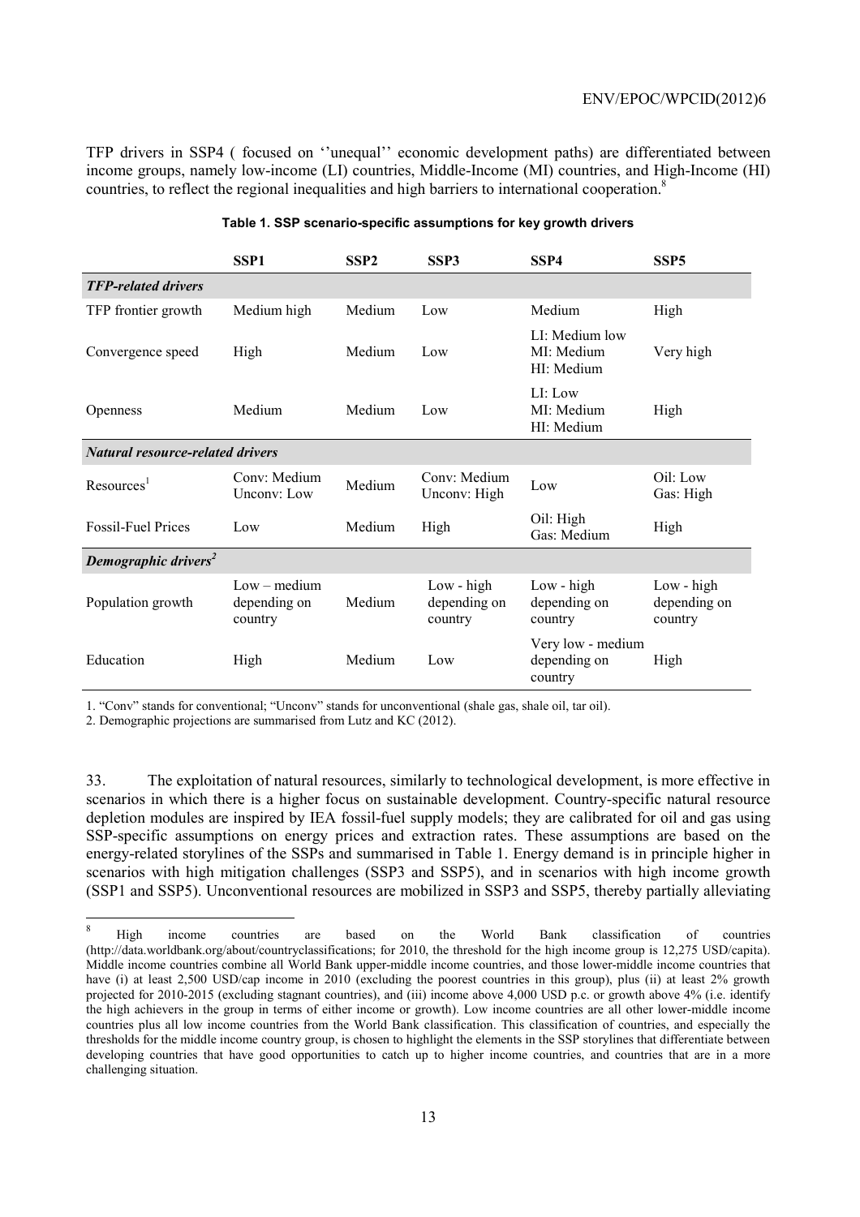TFP drivers in SSP4 ( focused on ''unequal'' economic development paths) are differentiated between income groups, namely low-income (LI) countries, Middle-Income (MI) countries, and High-Income (HI) countries, to reflect the regional inequalities and high barriers to international cooperation.[8]

**Table 1. SSP scenario-specific assumptions for key growth drivers**

| | SSP1 | SSP2 | SSP3 | SSP4 | SSP5 |
|---|---|---|---|---|---|
| ***TFP-related drivers*** | | | | | |
| TFP frontier growth | Medium high | Medium | Low | Medium | High |
| Convergence speed | High | Medium | Low | LI: Medium low<br>MI: Medium<br>HI: Medium | Very high |
| Openness | Medium | Medium | Low | LI: Low<br>MI: Medium<br>HI: Medium | High |
| ***Natural resource-related drivers*** | | | | | |
| Resources[1] | Conv: Medium<br>Unconv: Low | Medium | Conv: Medium<br>Unconv: High | Low | Oil: Low<br>Gas: High |
| Fossil-Fuel Prices | Low | Medium | High | Oil: High<br>Gas: Medium | High |
| ***Demographic drivers[2]*** | | | | | |
| Population growth | Low – medium depending on country | Medium | Low - high depending on country | Low - high depending on country | Low - high depending on country |
| Education | High | Medium | Low | Very low - medium depending on country | High |

1. "Conv" stands for conventional; "Unconv" stands for unconventional (shale gas, shale oil, tar oil).

2. Demographic projections are summarised from Lutz and KC (2012).

33. The exploitation of natural resources, similarly to technological development, is more effective in scenarios in which there is a higher focus on sustainable development. Country-specific natural resource depletion modules are inspired by IEA fossil-fuel supply models; they are calibrated for oil and gas using SSP-specific assumptions on energy prices and extraction rates. These assumptions are based on the energy-related storylines of the SSPs and summarised in Table 1. Energy demand is in principle higher in scenarios with high mitigation challenges (SSP3 and SSP5), and in scenarios with high income growth (SSP1 and SSP5). Unconventional resources are mobilized in SSP3 and SSP5, thereby partially alleviating

[8] High income countries are based on the World Bank classification of countries (http://data.worldbank.org/about/countryclassifications; for 2010, the threshold for the high income group is 12,275 USD/capita). Middle income countries combine all World Bank upper-middle income countries, and those lower-middle income countries that have (i) at least 2,500 USD/cap income in 2010 (excluding the poorest countries in this group), plus (ii) at least 2% growth projected for 2010-2015 (excluding stagnant countries), and (iii) income above 4,000 USD p.c. or growth above 4% (i.e. identify the high achievers in the group in terms of either income or growth). Low income countries are all other lower-middle income countries plus all low income countries from the World Bank classification. This classification of countries, and especially the thresholds for the middle income country group, is chosen to highlight the elements in the SSP storylines that differentiate between developing countries that have good opportunities to catch up to higher income countries, and countries that are in a more challenging situation.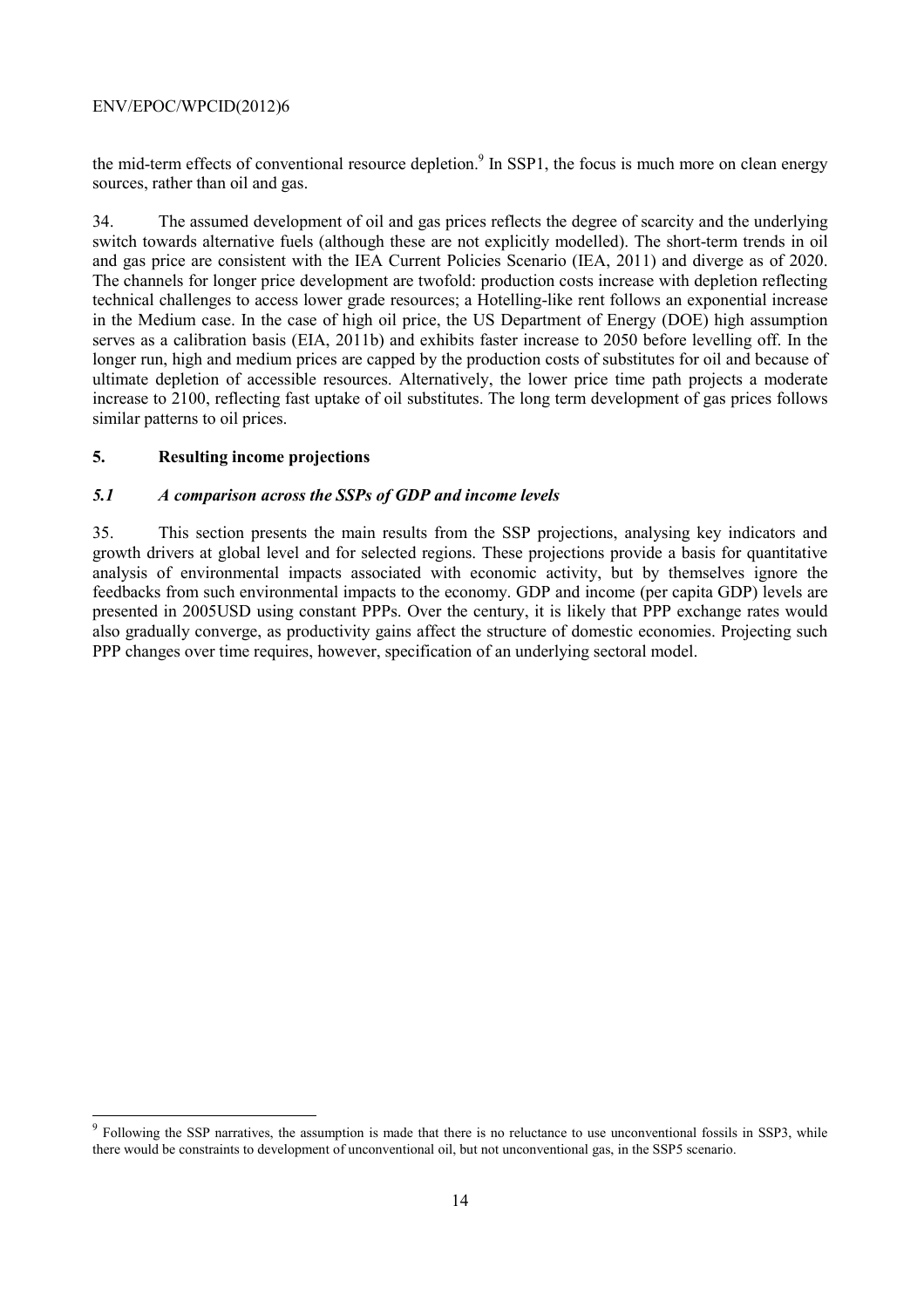the mid-term effects of conventional resource depletion.[9] In SSP1, the focus is much more on clean energy sources, rather than oil and gas.

34. The assumed development of oil and gas prices reflects the degree of scarcity and the underlying switch towards alternative fuels (although these are not explicitly modelled). The short-term trends in oil and gas price are consistent with the IEA Current Policies Scenario (IEA, 2011) and diverge as of 2020. The channels for longer price development are twofold: production costs increase with depletion reflecting technical challenges to access lower grade resources; a Hotelling-like rent follows an exponential increase in the Medium case. In the case of high oil price, the US Department of Energy (DOE) high assumption serves as a calibration basis (EIA, 2011b) and exhibits faster increase to 2050 before levelling off. In the longer run, high and medium prices are capped by the production costs of substitutes for oil and because of ultimate depletion of accessible resources. Alternatively, the lower price time path projects a moderate increase to 2100, reflecting fast uptake of oil substitutes. The long term development of gas prices follows similar patterns to oil prices.

## 5. Resulting income projections

### *5.1 A comparison across the SSPs of GDP and income levels*

35. This section presents the main results from the SSP projections, analysing key indicators and growth drivers at global level and for selected regions. These projections provide a basis for quantitative analysis of environmental impacts associated with economic activity, but by themselves ignore the feedbacks from such environmental impacts to the economy. GDP and income (per capita GDP) levels are presented in 2005USD using constant PPPs. Over the century, it is likely that PPP exchange rates would also gradually converge, as productivity gains affect the structure of domestic economies. Projecting such PPP changes over time requires, however, specification of an underlying sectoral model.

---

[9] Following the SSP narratives, the assumption is made that there is no reluctance to use unconventional fossils in SSP3, while there would be constraints to development of unconventional oil, but not unconventional gas, in the SSP5 scenario.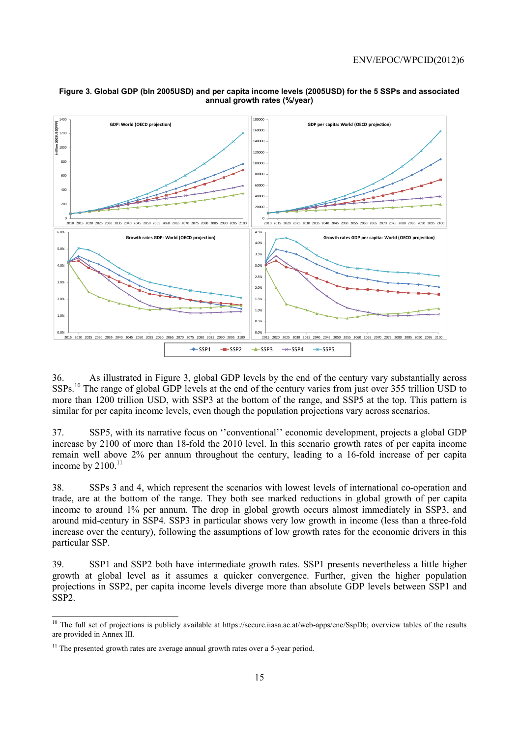**Figure 3. Global GDP (bln 2005USD) and per capita income levels (2005USD) for the 5 SSPs and associated annual growth rates (%/year)**

36. As illustrated in Figure 3, global GDP levels by the end of the century vary substantially across SSPs.[10] The range of global GDP levels at the end of the century varies from just over 355 trillion USD to more than 1200 trillion USD, with SSP3 at the bottom of the range, and SSP5 at the top. This pattern is similar for per capita income levels, even though the population projections vary across scenarios.

37. SSP5, with its narrative focus on ''conventional'' economic development, projects a global GDP increase by 2100 of more than 18-fold the 2010 level. In this scenario growth rates of per capita income remain well above 2% per annum throughout the century, leading to a 16-fold increase of per capita income by 2100.[11]

38. SSPs 3 and 4, which represent the scenarios with lowest levels of international co-operation and trade, are at the bottom of the range. They both see marked reductions in global growth of per capita income to around 1% per annum. The drop in global growth occurs almost immediately in SSP3, and around mid-century in SSP4. SSP3 in particular shows very low growth in income (less than a three-fold increase over the century), following the assumptions of low growth rates for the economic drivers in this particular SSP.

39. SSP1 and SSP2 both have intermediate growth rates. SSP1 presents nevertheless a little higher growth at global level as it assumes a quicker convergence. Further, given the higher population projections in SSP2, per capita income levels diverge more than absolute GDP levels between SSP1 and SSP2.

---

[10] The full set of projections is publicly available at https://secure.iiasa.ac.at/web-apps/ene/SspDb; overview tables of the results are provided in Annex III.

[11] The presented growth rates are average annual growth rates over a 5-year period.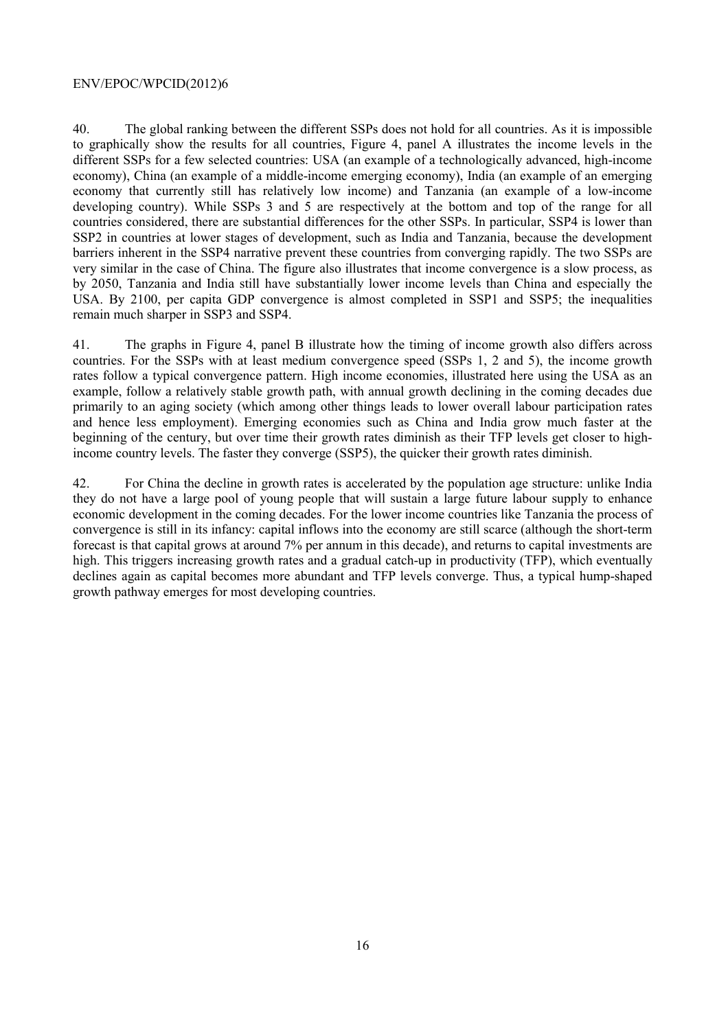40. The global ranking between the different SSPs does not hold for all countries. As it is impossible to graphically show the results for all countries, Figure 4, panel A illustrates the income levels in the different SSPs for a few selected countries: USA (an example of a technologically advanced, high-income economy), China (an example of a middle-income emerging economy), India (an example of an emerging economy that currently still has relatively low income) and Tanzania (an example of a low-income developing country). While SSPs 3 and 5 are respectively at the bottom and top of the range for all countries considered, there are substantial differences for the other SSPs. In particular, SSP4 is lower than SSP2 in countries at lower stages of development, such as India and Tanzania, because the development barriers inherent in the SSP4 narrative prevent these countries from converging rapidly. The two SSPs are very similar in the case of China. The figure also illustrates that income convergence is a slow process, as by 2050, Tanzania and India still have substantially lower income levels than China and especially the USA. By 2100, per capita GDP convergence is almost completed in SSP1 and SSP5; the inequalities remain much sharper in SSP3 and SSP4.

41. The graphs in Figure 4, panel B illustrate how the timing of income growth also differs across countries. For the SSPs with at least medium convergence speed (SSPs 1, 2 and 5), the income growth rates follow a typical convergence pattern. High income economies, illustrated here using the USA as an example, follow a relatively stable growth path, with annual growth declining in the coming decades due primarily to an aging society (which among other things leads to lower overall labour participation rates and hence less employment). Emerging economies such as China and India grow much faster at the beginning of the century, but over time their growth rates diminish as their TFP levels get closer to high-income country levels. The faster they converge (SSP5), the quicker their growth rates diminish.

42. For China the decline in growth rates is accelerated by the population age structure: unlike India they do not have a large pool of young people that will sustain a large future labour supply to enhance economic development in the coming decades. For the lower income countries like Tanzania the process of convergence is still in its infancy: capital inflows into the economy are still scarce (although the short-term forecast is that capital grows at around 7% per annum in this decade), and returns to capital investments are high. This triggers increasing growth rates and a gradual catch-up in productivity (TFP), which eventually declines again as capital becomes more abundant and TFP levels converge. Thus, a typical hump-shaped growth pathway emerges for most developing countries.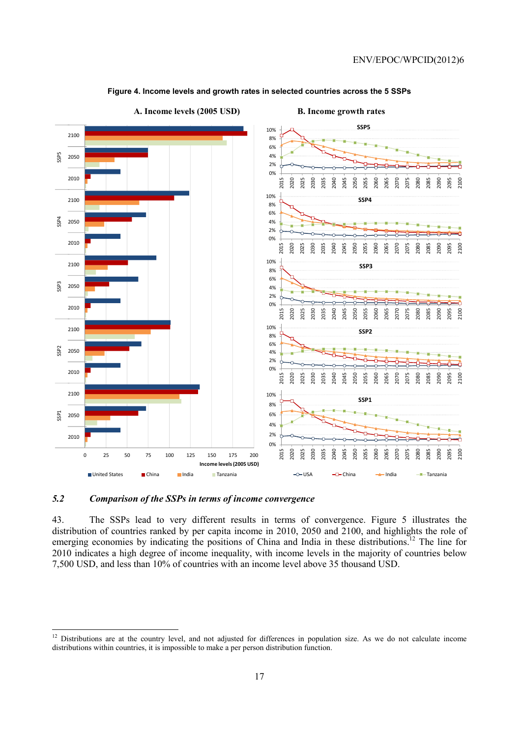**Figure 4. Income levels and growth rates in selected countries across the 5 SSPs**

### 5.2 *Comparison of the SSPs in terms of income convergence*

43. The SSPs lead to very different results in terms of convergence. Figure 5 illustrates the distribution of countries ranked by per capita income in 2010, 2050 and 2100, and highlights the role of emerging economies by indicating the positions of China and India in these distributions.[12] The line for 2010 indicates a high degree of income inequality, with income levels in the majority of countries below 7,500 USD, and less than 10% of countries with an income level above 35 thousand USD.

---

[12] Distributions are at the country level, and not adjusted for differences in population size. As we do not calculate income distributions within countries, it is impossible to make a per person distribution function.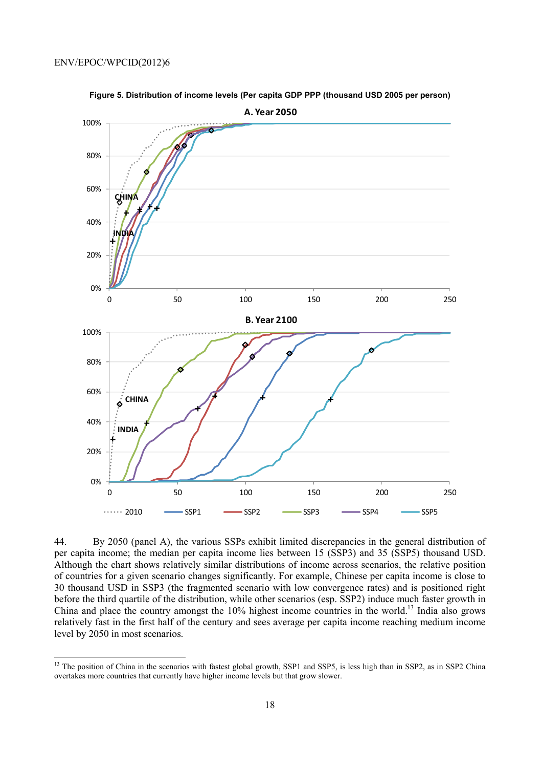**Figure 5. Distribution of income levels (Per capita GDP PPP (thousand USD 2005 per person)**

44. By 2050 (panel A), the various SSPs exhibit limited discrepancies in the general distribution of per capita income; the median per capita income lies between 15 (SSP3) and 35 (SSP5) thousand USD. Although the chart shows relatively similar distributions of income across scenarios, the relative position of countries for a given scenario changes significantly. For example, Chinese per capita income is close to 30 thousand USD in SSP3 (the fragmented scenario with low convergence rates) and is positioned right before the third quartile of the distribution, while other scenarios (esp. SSP2) induce much faster growth in China and place the country amongst the 10% highest income countries in the world.[13] India also grows relatively fast in the first half of the century and sees average per capita income reaching medium income level by 2050 in most scenarios.

[13] The position of China in the scenarios with fastest global growth, SSP1 and SSP5, is less high than in SSP2, as in SSP2 China overtakes more countries that currently have higher income levels but that grow slower.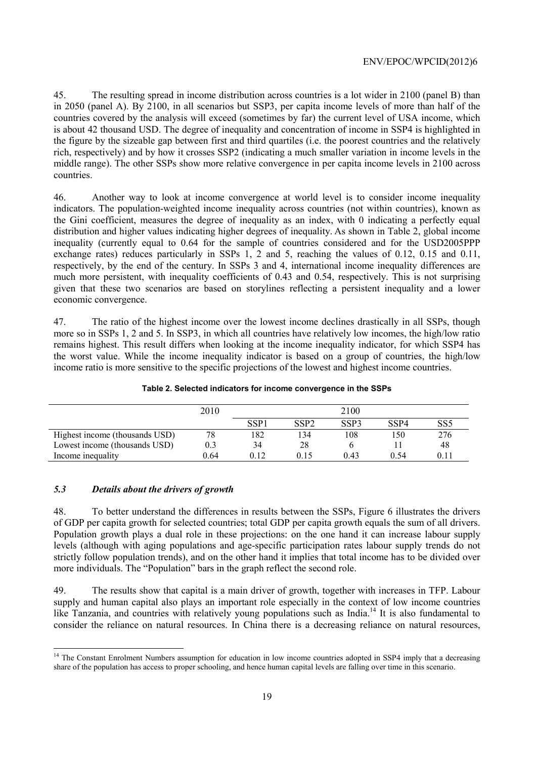45. The resulting spread in income distribution across countries is a lot wider in 2100 (panel B) than in 2050 (panel A). By 2100, in all scenarios but SSP3, per capita income levels of more than half of the countries covered by the analysis will exceed (sometimes by far) the current level of USA income, which is about 42 thousand USD. The degree of inequality and concentration of income in SSP4 is highlighted in the figure by the sizeable gap between first and third quartiles (i.e. the poorest countries and the relatively rich, respectively) and by how it crosses SSP2 (indicating a much smaller variation in income levels in the middle range). The other SSPs show more relative convergence in per capita income levels in 2100 across countries.

46. Another way to look at income convergence at world level is to consider income inequality indicators. The population-weighted income inequality across countries (not within countries), known as the Gini coefficient, measures the degree of inequality as an index, with 0 indicating a perfectly equal distribution and higher values indicating higher degrees of inequality. As shown in Table 2, global income inequality (currently equal to 0.64 for the sample of countries considered and for the USD2005PPP exchange rates) reduces particularly in SSPs 1, 2 and 5, reaching the values of 0.12, 0.15 and 0.11, respectively, by the end of the century. In SSPs 3 and 4, international income inequality differences are much more persistent, with inequality coefficients of 0.43 and 0.54, respectively. This is not surprising given that these two scenarios are based on storylines reflecting a persistent inequality and a lower economic convergence.

47. The ratio of the highest income over the lowest income declines drastically in all SSPs, though more so in SSPs 1, 2 and 5. In SSP3, in which all countries have relatively low incomes, the high/low ratio remains highest. This result differs when looking at the income inequality indicator, for which SSP4 has the worst value. While the income inequality indicator is based on a group of countries, the high/low income ratio is more sensitive to the specific projections of the lowest and highest income countries.

**Table 2. Selected indicators for income convergence in the SSPs**

| | 2010 | 2100 | | | | |
|---|---|---|---|---|---|---|
| | | SSP1 | SSP2 | SSP3 | SSP4 | SS5 |
| Highest income (thousands USD) | 78 | 182 | 134 | 108 | 150 | 276 |
| Lowest income (thousands USD) | 0.3 | 34 | 28 | 6 | 11 | 48 |
| Income inequality | 0.64 | 0.12 | 0.15 | 0.43 | 0.54 | 0.11 |

### *5.3 Details about the drivers of growth*

48. To better understand the differences in results between the SSPs, Figure 6 illustrates the drivers of GDP per capita growth for selected countries; total GDP per capita growth equals the sum of all drivers. Population growth plays a dual role in these projections: on the one hand it can increase labour supply levels (although with aging populations and age-specific participation rates labour supply trends do not strictly follow population trends), and on the other hand it implies that total income has to be divided over more individuals. The "Population" bars in the graph reflect the second role.

49. The results show that capital is a main driver of growth, together with increases in TFP. Labour supply and human capital also plays an important role especially in the context of low income countries like Tanzania, and countries with relatively young populations such as India.[14] It is also fundamental to consider the reliance on natural resources. In China there is a decreasing reliance on natural resources,

[14] The Constant Enrolment Numbers assumption for education in low income countries adopted in SSP4 imply that a decreasing share of the population has access to proper schooling, and hence human capital levels are falling over time in this scenario.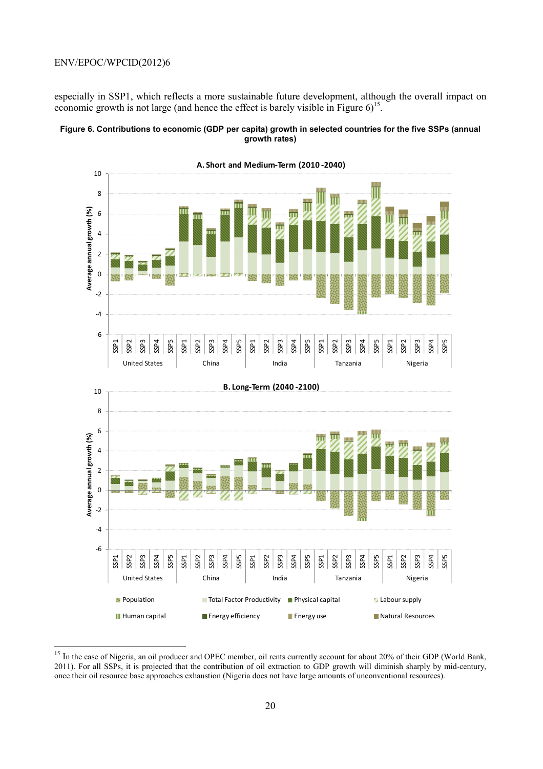especially in SSP1, which reflects a more sustainable future development, although the overall impact on economic growth is not large (and hence the effect is barely visible in Figure 6)[15].

**Figure 6. Contributions to economic (GDP per capita) growth in selected countries for the five SSPs (annual growth rates)**

---

[15] In the case of Nigeria, an oil producer and OPEC member, oil rents currently account for about 20% of their GDP (World Bank, 2011). For all SSPs, it is projected that the contribution of oil extraction to GDP growth will diminish sharply by mid-century, once their oil resource base approaches exhaustion (Nigeria does not have large amounts of unconventional resources).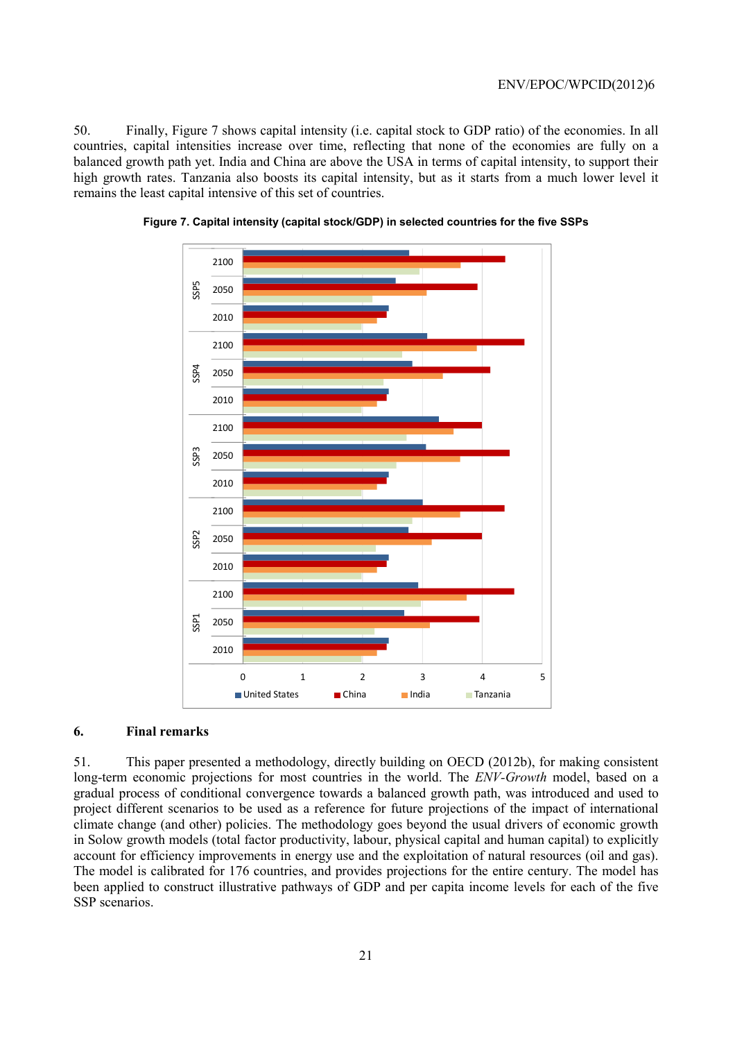50. Finally, Figure 7 shows capital intensity (i.e. capital stock to GDP ratio) of the economies. In all countries, capital intensities increase over time, reflecting that none of the economies are fully on a balanced growth path yet. India and China are above the USA in terms of capital intensity, to support their high growth rates. Tanzania also boosts its capital intensity, but as it starts from a much lower level it remains the least capital intensive of this set of countries.

**Figure 7. Capital intensity (capital stock/GDP) in selected countries for the five SSPs**

## 6. Final remarks

51. This paper presented a methodology, directly building on OECD (2012b), for making consistent long-term economic projections for most countries in the world. The *ENV-Growth* model, based on a gradual process of conditional convergence towards a balanced growth path, was introduced and used to project different scenarios to be used as a reference for future projections of the impact of international climate change (and other) policies. The methodology goes beyond the usual drivers of economic growth in Solow growth models (total factor productivity, labour, physical capital and human capital) to explicitly account for efficiency improvements in energy use and the exploitation of natural resources (oil and gas). The model is calibrated for 176 countries, and provides projections for the entire century. The model has been applied to construct illustrative pathways of GDP and per capita income levels for each of the five SSP scenarios.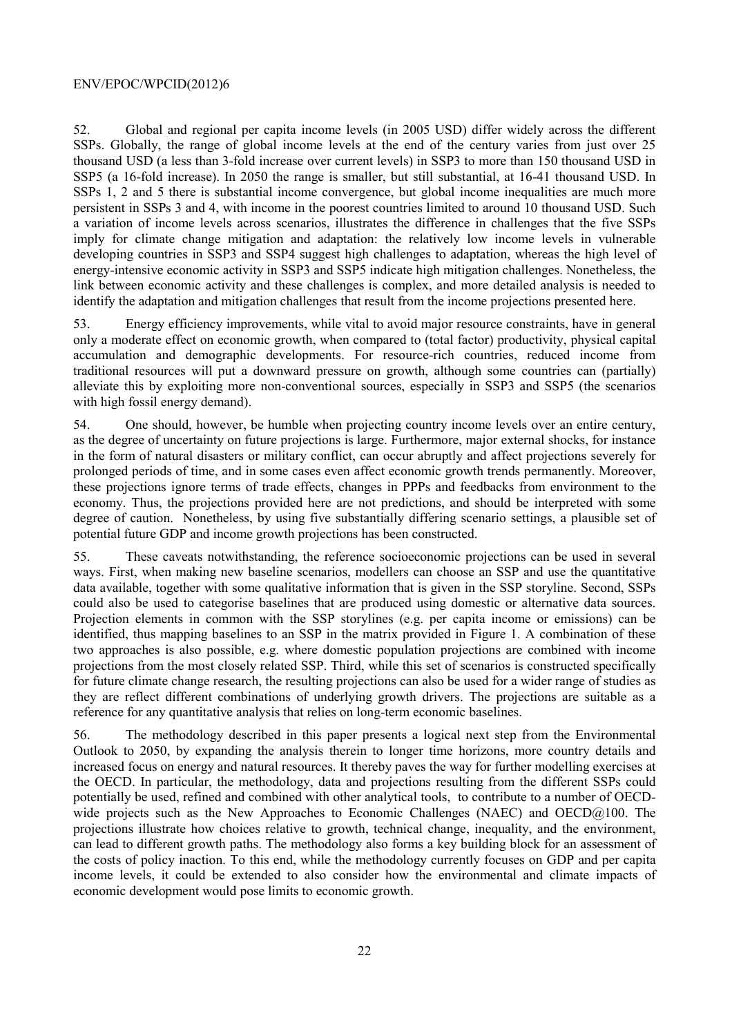52. Global and regional per capita income levels (in 2005 USD) differ widely across the different SSPs. Globally, the range of global income levels at the end of the century varies from just over 25 thousand USD (a less than 3-fold increase over current levels) in SSP3 to more than 150 thousand USD in SSP5 (a 16-fold increase). In 2050 the range is smaller, but still substantial, at 16-41 thousand USD. In SSPs 1, 2 and 5 there is substantial income convergence, but global income inequalities are much more persistent in SSPs 3 and 4, with income in the poorest countries limited to around 10 thousand USD. Such a variation of income levels across scenarios, illustrates the difference in challenges that the five SSPs imply for climate change mitigation and adaptation: the relatively low income levels in vulnerable developing countries in SSP3 and SSP4 suggest high challenges to adaptation, whereas the high level of energy-intensive economic activity in SSP3 and SSP5 indicate high mitigation challenges. Nonetheless, the link between economic activity and these challenges is complex, and more detailed analysis is needed to identify the adaptation and mitigation challenges that result from the income projections presented here.

53. Energy efficiency improvements, while vital to avoid major resource constraints, have in general only a moderate effect on economic growth, when compared to (total factor) productivity, physical capital accumulation and demographic developments. For resource-rich countries, reduced income from traditional resources will put a downward pressure on growth, although some countries can (partially) alleviate this by exploiting more non-conventional sources, especially in SSP3 and SSP5 (the scenarios with high fossil energy demand).

54. One should, however, be humble when projecting country income levels over an entire century, as the degree of uncertainty on future projections is large. Furthermore, major external shocks, for instance in the form of natural disasters or military conflict, can occur abruptly and affect projections severely for prolonged periods of time, and in some cases even affect economic growth trends permanently. Moreover, these projections ignore terms of trade effects, changes in PPPs and feedbacks from environment to the economy. Thus, the projections provided here are not predictions, and should be interpreted with some degree of caution. Nonetheless, by using five substantially differing scenario settings, a plausible set of potential future GDP and income growth projections has been constructed.

55. These caveats notwithstanding, the reference socioeconomic projections can be used in several ways. First, when making new baseline scenarios, modellers can choose an SSP and use the quantitative data available, together with some qualitative information that is given in the SSP storyline. Second, SSPs could also be used to categorise baselines that are produced using domestic or alternative data sources. Projection elements in common with the SSP storylines (e.g. per capita income or emissions) can be identified, thus mapping baselines to an SSP in the matrix provided in Figure 1. A combination of these two approaches is also possible, e.g. where domestic population projections are combined with income projections from the most closely related SSP. Third, while this set of scenarios is constructed specifically for future climate change research, the resulting projections can also be used for a wider range of studies as they are reflect different combinations of underlying growth drivers. The projections are suitable as a reference for any quantitative analysis that relies on long-term economic baselines.

56. The methodology described in this paper presents a logical next step from the Environmental Outlook to 2050, by expanding the analysis therein to longer time horizons, more country details and increased focus on energy and natural resources. It thereby paves the way for further modelling exercises at the OECD. In particular, the methodology, data and projections resulting from the different SSPs could potentially be used, refined and combined with other analytical tools, to contribute to a number of OECD-wide projects such as the New Approaches to Economic Challenges (NAEC) and OECD@100. The projections illustrate how choices relative to growth, technical change, inequality, and the environment, can lead to different growth paths. The methodology also forms a key building block for an assessment of the costs of policy inaction. To this end, while the methodology currently focuses on GDP and per capita income levels, it could be extended to also consider how the environmental and climate impacts of economic development would pose limits to economic growth.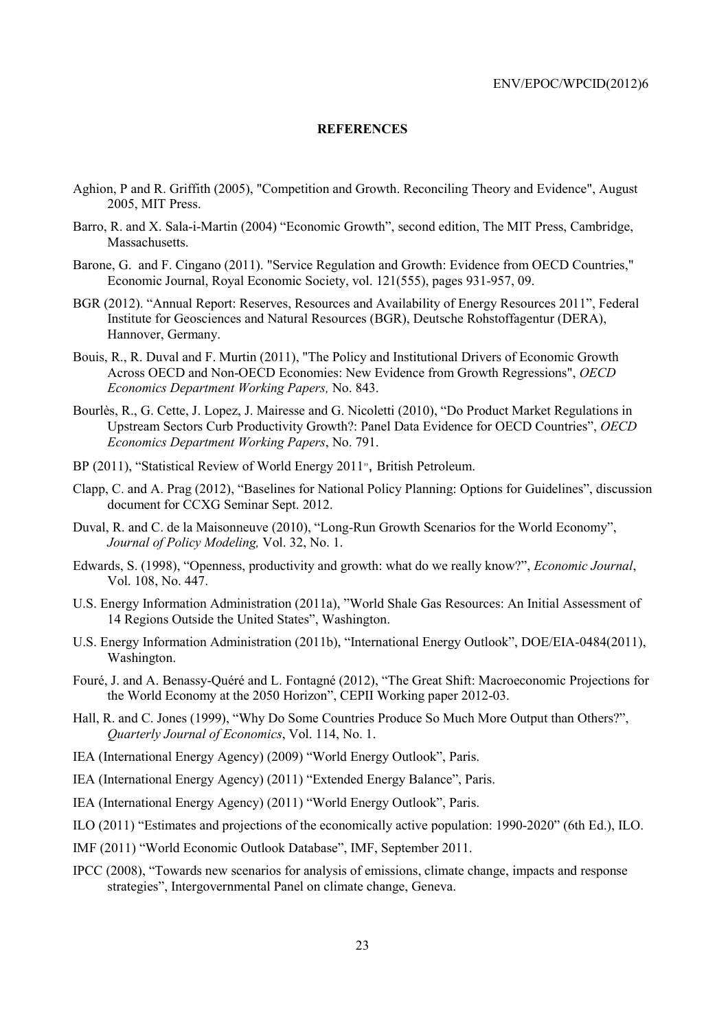# REFERENCES

Aghion, P and R. Griffith (2005), "Competition and Growth. Reconciling Theory and Evidence", August 2005, MIT Press.

Barro, R. and X. Sala-i-Martin (2004) "Economic Growth", second edition, The MIT Press, Cambridge, Massachusetts.

Barone, G. and F. Cingano (2011). "Service Regulation and Growth: Evidence from OECD Countries," Economic Journal, Royal Economic Society, vol. 121(555), pages 931-957, 09.

BGR (2012). "Annual Report: Reserves, Resources and Availability of Energy Resources 2011", Federal Institute for Geosciences and Natural Resources (BGR), Deutsche Rohstoffagentur (DERA), Hannover, Germany.

Bouis, R., R. Duval and F. Murtin (2011), "The Policy and Institutional Drivers of Economic Growth Across OECD and Non-OECD Economies: New Evidence from Growth Regressions", *OECD Economics Department Working Papers,* No. 843.

Bourlès, R., G. Cette, J. Lopez, J. Mairesse and G. Nicoletti (2010), "Do Product Market Regulations in Upstream Sectors Curb Productivity Growth?: Panel Data Evidence for OECD Countries", *OECD Economics Department Working Papers*, No. 791.

BP (2011), "Statistical Review of World Energy 2011", British Petroleum.

Clapp, C. and A. Prag (2012), "Baselines for National Policy Planning: Options for Guidelines", discussion document for CCXG Seminar Sept. 2012.

Duval, R. and C. de la Maisonneuve (2010), "Long-Run Growth Scenarios for the World Economy", *Journal of Policy Modeling,* Vol. 32, No. 1.

Edwards, S. (1998), "Openness, productivity and growth: what do we really know?", *Economic Journal*, Vol. 108, No. 447.

U.S. Energy Information Administration (2011a), "World Shale Gas Resources: An Initial Assessment of 14 Regions Outside the United States", Washington.

U.S. Energy Information Administration (2011b), "International Energy Outlook", DOE/EIA-0484(2011), Washington.

Fouré, J. and A. Benassy-Quéré and L. Fontagné (2012), "The Great Shift: Macroeconomic Projections for the World Economy at the 2050 Horizon", CEPII Working paper 2012-03.

Hall, R. and C. Jones (1999), "Why Do Some Countries Produce So Much More Output than Others?", *Quarterly Journal of Economics*, Vol. 114, No. 1.

IEA (International Energy Agency) (2009) "World Energy Outlook", Paris.

IEA (International Energy Agency) (2011) "Extended Energy Balance", Paris.

IEA (International Energy Agency) (2011) "World Energy Outlook", Paris.

ILO (2011) "Estimates and projections of the economically active population: 1990-2020" (6th Ed.), ILO.

IMF (2011) "World Economic Outlook Database", IMF, September 2011.

IPCC (2008), "Towards new scenarios for analysis of emissions, climate change, impacts and response strategies", Intergovernmental Panel on climate change, Geneva.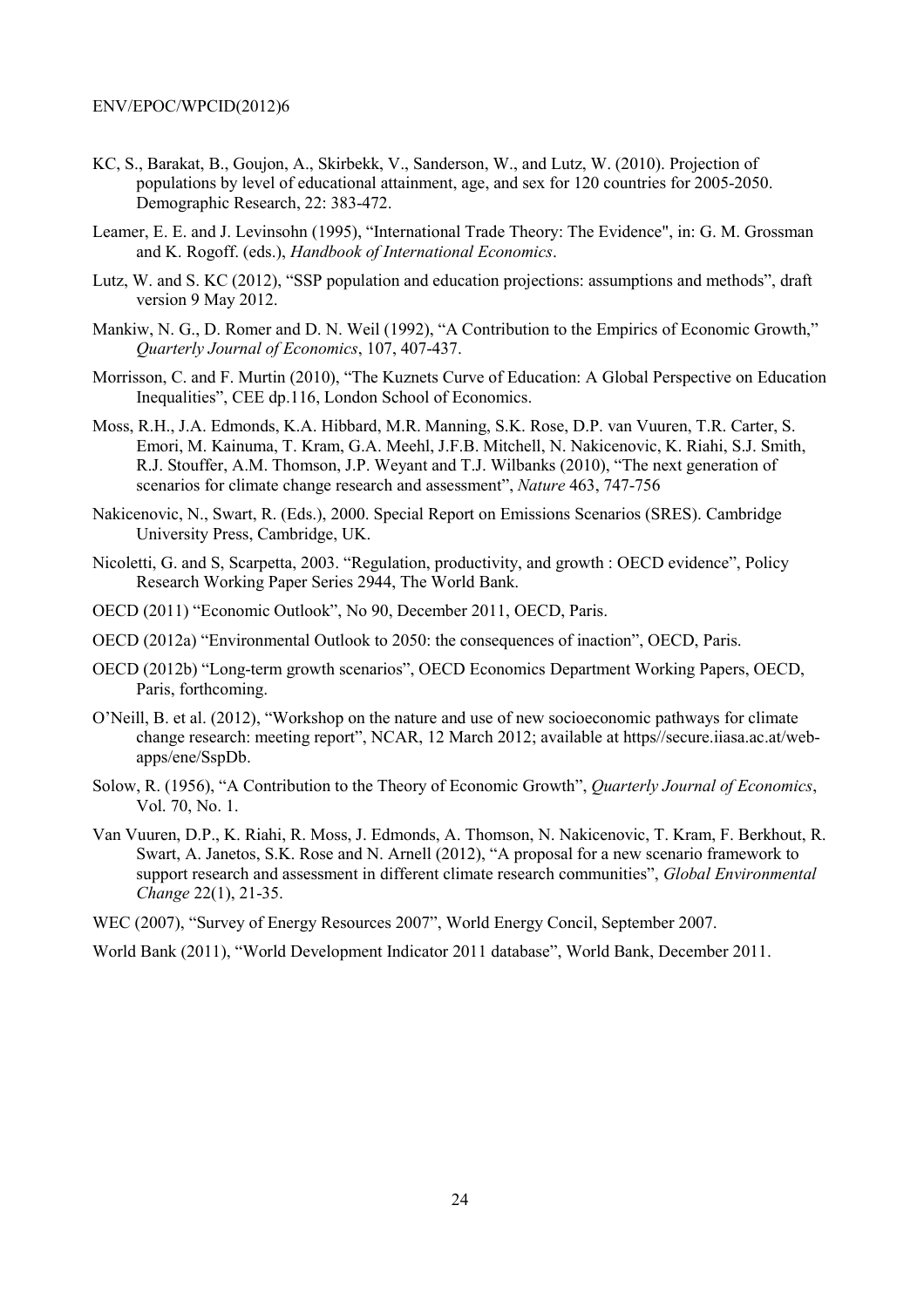KC, S., Barakat, B., Goujon, A., Skirbekk, V., Sanderson, W., and Lutz, W. (2010). Projection of populations by level of educational attainment, age, and sex for 120 countries for 2005-2050. Demographic Research, 22: 383-472.

Leamer, E. E. and J. Levinsohn (1995), "International Trade Theory: The Evidence", in: G. M. Grossman and K. Rogoff. (eds.), *Handbook of International Economics*.

Lutz, W. and S. KC (2012), "SSP population and education projections: assumptions and methods", draft version 9 May 2012.

Mankiw, N. G., D. Romer and D. N. Weil (1992), "A Contribution to the Empirics of Economic Growth," *Quarterly Journal of Economics*, 107, 407-437.

Morrisson, C. and F. Murtin (2010), "The Kuznets Curve of Education: A Global Perspective on Education Inequalities", CEE dp.116, London School of Economics.

Moss, R.H., J.A. Edmonds, K.A. Hibbard, M.R. Manning, S.K. Rose, D.P. van Vuuren, T.R. Carter, S. Emori, M. Kainuma, T. Kram, G.A. Meehl, J.F.B. Mitchell, N. Nakicenovic, K. Riahi, S.J. Smith, R.J. Stouffer, A.M. Thomson, J.P. Weyant and T.J. Wilbanks (2010), "The next generation of scenarios for climate change research and assessment", *Nature* 463, 747-756

Nakicenovic, N., Swart, R. (Eds.), 2000. Special Report on Emissions Scenarios (SRES). Cambridge University Press, Cambridge, UK.

Nicoletti, G. and S, Scarpetta, 2003. "Regulation, productivity, and growth : OECD evidence", Policy Research Working Paper Series 2944, The World Bank.

OECD (2011) "Economic Outlook", No 90, December 2011, OECD, Paris.

OECD (2012a) "Environmental Outlook to 2050: the consequences of inaction", OECD, Paris.

OECD (2012b) "Long-term growth scenarios", OECD Economics Department Working Papers, OECD, Paris, forthcoming.

O'Neill, B. et al. (2012), "Workshop on the nature and use of new socioeconomic pathways for climate change research: meeting report", NCAR, 12 March 2012; available at https//secure.iiasa.ac.at/web-apps/ene/SspDb.

Solow, R. (1956), "A Contribution to the Theory of Economic Growth", *Quarterly Journal of Economics*, Vol. 70, No. 1.

Van Vuuren, D.P., K. Riahi, R. Moss, J. Edmonds, A. Thomson, N. Nakicenovic, T. Kram, F. Berkhout, R. Swart, A. Janetos, S.K. Rose and N. Arnell (2012), "A proposal for a new scenario framework to support research and assessment in different climate research communities", *Global Environmental Change* 22(1), 21-35.

WEC (2007), "Survey of Energy Resources 2007", World Energy Concil, September 2007.

World Bank (2011), "World Development Indicator 2011 database", World Bank, December 2011.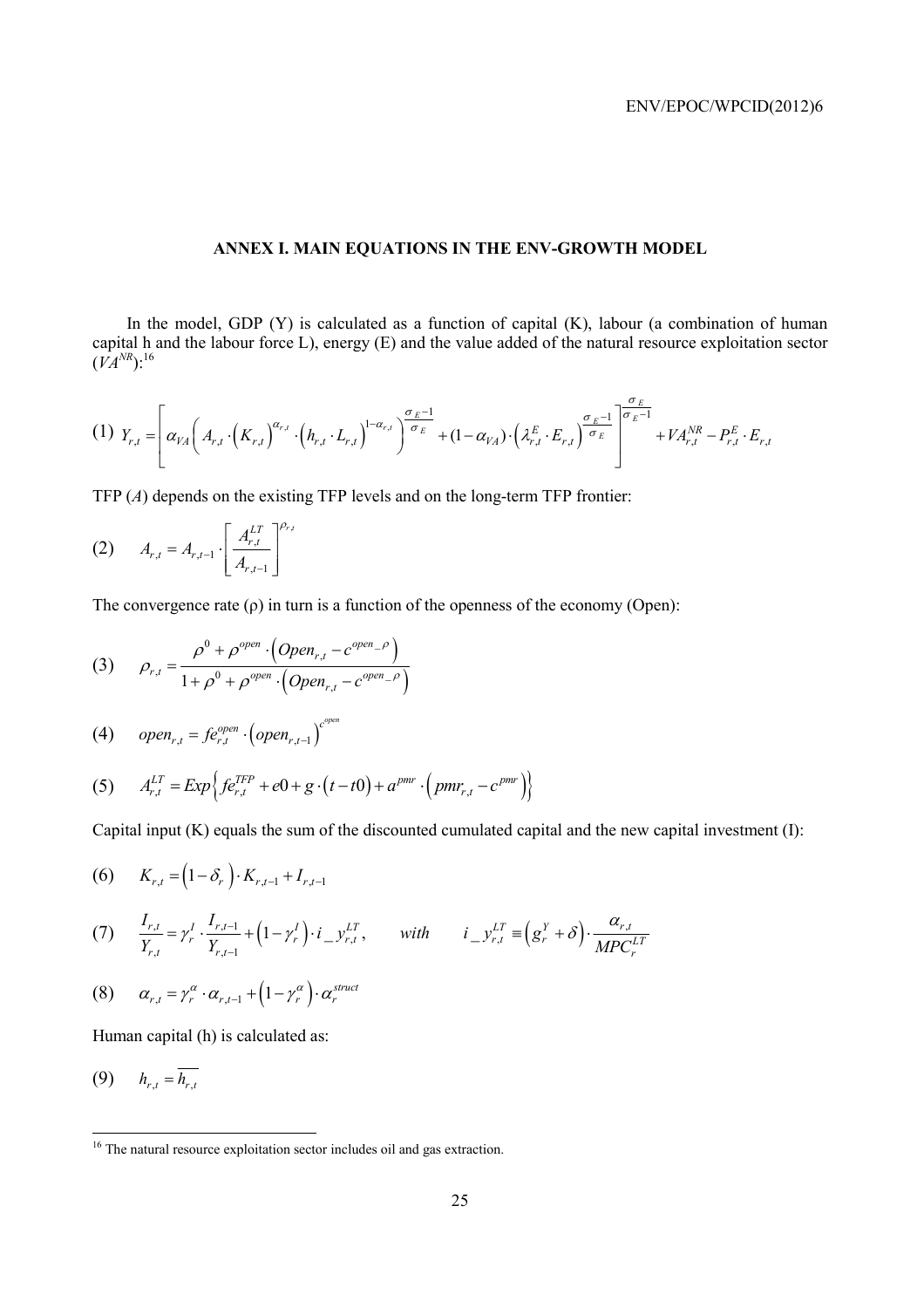## ANNEX I. MAIN EQUATIONS IN THE ENV-GROWTH MODEL

In the model, GDP (Y) is calculated as a function of capital (K), labour (a combination of human capital h and the labour force L), energy (E) and the value added of the natural resource exploitation sector ($VA^{NR}$):[16]

$$(1)\quad Y_{r,t} = \left[ \alpha_{VA} \left( A_{r,t} \cdot \left(K_{r,t}\right)^{\alpha_{r,t}} \cdot \left(h_{r,t} \cdot L_{r,t}\right)^{1-\alpha_{r,t}} \right)^{\frac{\sigma_E - 1}{\sigma_E}} + (1-\alpha_{VA}) \cdot \left(\lambda^E_{r,t} \cdot E_{r,t}\right)^{\frac{\sigma_E - 1}{\sigma_E}} \right]^{\frac{\sigma_E}{\sigma_E - 1}} + VA^{NR}_{r,t} - P^E_{r,t} \cdot E_{r,t}$$

TFP (*A*) depends on the existing TFP levels and on the long-term TFP frontier:

$$(2)\quad A_{r,t} = A_{r,t-1} \cdot \left[ \frac{A^{LT}_{r,t}}{A_{r,t-1}} \right]^{\rho_{r,t}}$$

The convergence rate (ρ) in turn is a function of the openness of the economy (Open):

$$(3)\quad \rho_{r,t} = \frac{\rho^0 + \rho^{open} \cdot \left(Open_{r,t} - c^{open\_\rho}\right)}{1 + \rho^0 + \rho^{open} \cdot \left(Open_{r,t} - c^{open\_\rho}\right)}$$

$$(4)\quad open_{r,t} = fe^{open}_{r,t} \cdot \left(open_{r,t-1}\right)^{c^{open}}$$

$$(5)\quad A^{LT}_{r,t} = Exp\left\{ fe^{TFP}_{r,t} + e0 + g \cdot \left(t - t0\right) + a^{pmr} \cdot \left(pmr_{r,t} - c^{pmr}\right) \right\}$$

Capital input (K) equals the sum of the discounted cumulated capital and the new capital investment (I):

$$(6)\quad K_{r,t} = \left(1 - \delta_r\right) \cdot K_{r,t-1} + I_{r,t-1}$$

$$(7)\quad \frac{I_{r,t}}{Y_{r,t}} = \gamma^I_r \cdot \frac{I_{r,t-1}}{Y_{r,t-1}} + \left(1 - \gamma^I_r\right) \cdot i\_y^{LT}_{r,t}, \qquad with \qquad i\_y^{LT}_{r,t} \equiv \left(g^Y_r + \delta\right) \cdot \frac{\alpha_{r,t}}{MPC^{LT}_r}$$

$$(8)\quad \alpha_{r,t} = \gamma^\alpha_r \cdot \alpha_{r,t-1} + \left(1 - \gamma^\alpha_r\right) \cdot \alpha^{struct}_r$$

Human capital (h) is calculated as:

$$(9)\quad h_{r,t} = \overline{h_{r,t}}$$

[16] The natural resource exploitation sector includes oil and gas extraction.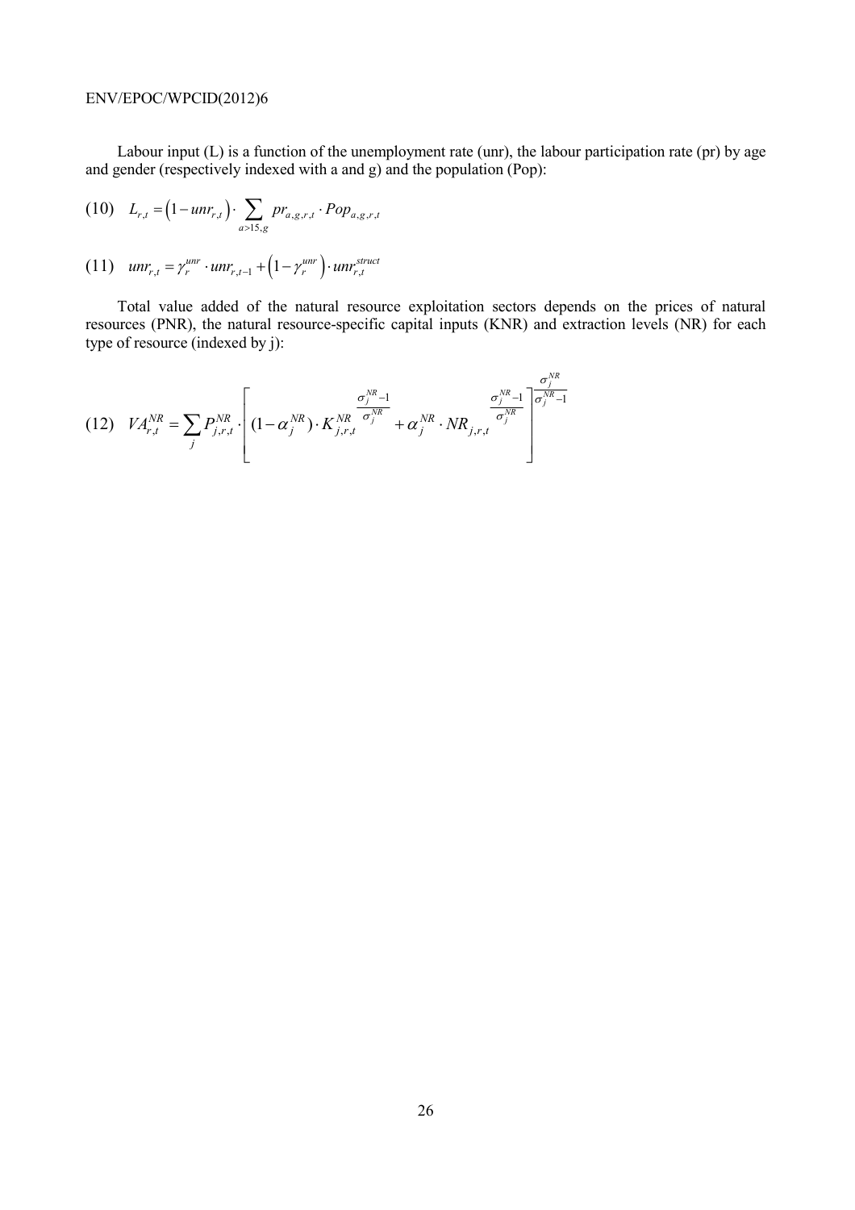Labour input (L) is a function of the unemployment rate (unr), the labour participation rate (pr) by age and gender (respectively indexed with a and g) and the population (Pop):

$$(10) \quad L_{r,t} = \left(1 - unr_{r,t}\right) \cdot \sum_{a>15,g} pr_{a,g,r,t} \cdot Pop_{a,g,r,t}$$

$$(11) \quad unr_{r,t} = \gamma_r^{unr} \cdot unr_{r,t-1} + \left(1 - \gamma_r^{unr}\right) \cdot unr_{r,t}^{struct}$$

Total value added of the natural resource exploitation sectors depends on the prices of natural resources (PNR), the natural resource-specific capital inputs (KNR) and extraction levels (NR) for each type of resource (indexed by j):

$$(12) \quad VA_{r,t}^{NR} = \sum_j P_{j,r,t}^{NR} \cdot \left[ (1 - \alpha_j^{NR}) \cdot K_{j,r,t}^{NR \; \frac{\sigma_j^{NR}-1}{\sigma_j^{NR}}} + \alpha_j^{NR} \cdot NR_{j,r,t}^{\; \frac{\sigma_j^{NR}-1}{\sigma_j^{NR}}} \right]^{\frac{\sigma_j^{NR}}{\sigma_j^{NR}-1}}$$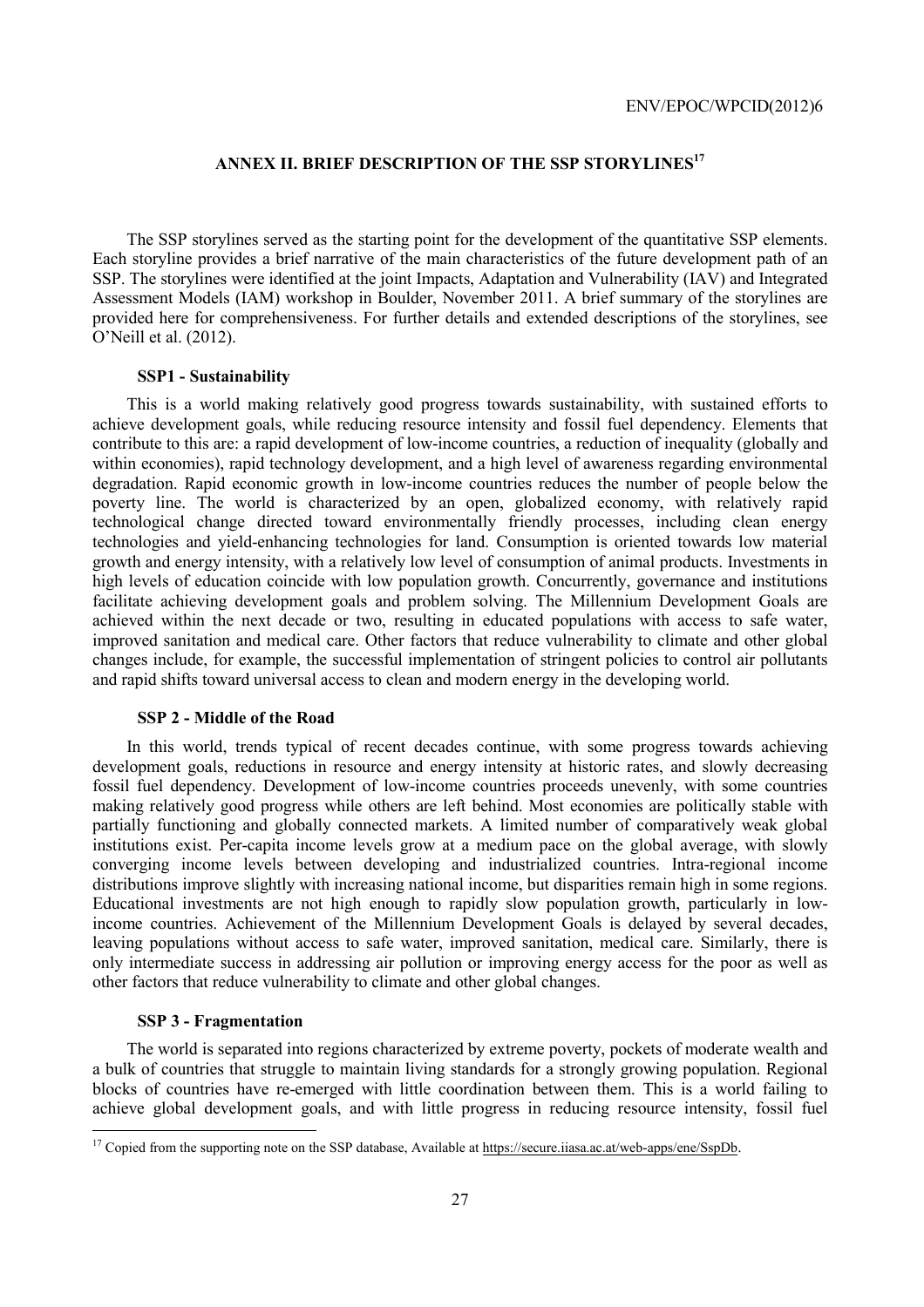## ANNEX II. BRIEF DESCRIPTION OF THE SSP STORYLINES[17]

The SSP storylines served as the starting point for the development of the quantitative SSP elements. Each storyline provides a brief narrative of the main characteristics of the future development path of an SSP. The storylines were identified at the joint Impacts, Adaptation and Vulnerability (IAV) and Integrated Assessment Models (IAM) workshop in Boulder, November 2011. A brief summary of the storylines are provided here for comprehensiveness. For further details and extended descriptions of the storylines, see O'Neill et al. (2012).

### SSP1 - Sustainability

This is a world making relatively good progress towards sustainability, with sustained efforts to achieve development goals, while reducing resource intensity and fossil fuel dependency. Elements that contribute to this are: a rapid development of low-income countries, a reduction of inequality (globally and within economies), rapid technology development, and a high level of awareness regarding environmental degradation. Rapid economic growth in low-income countries reduces the number of people below the poverty line. The world is characterized by an open, globalized economy, with relatively rapid technological change directed toward environmentally friendly processes, including clean energy technologies and yield-enhancing technologies for land. Consumption is oriented towards low material growth and energy intensity, with a relatively low level of consumption of animal products. Investments in high levels of education coincide with low population growth. Concurrently, governance and institutions facilitate achieving development goals and problem solving. The Millennium Development Goals are achieved within the next decade or two, resulting in educated populations with access to safe water, improved sanitation and medical care. Other factors that reduce vulnerability to climate and other global changes include, for example, the successful implementation of stringent policies to control air pollutants and rapid shifts toward universal access to clean and modern energy in the developing world.

### SSP 2 - Middle of the Road

In this world, trends typical of recent decades continue, with some progress towards achieving development goals, reductions in resource and energy intensity at historic rates, and slowly decreasing fossil fuel dependency. Development of low-income countries proceeds unevenly, with some countries making relatively good progress while others are left behind. Most economies are politically stable with partially functioning and globally connected markets. A limited number of comparatively weak global institutions exist. Per-capita income levels grow at a medium pace on the global average, with slowly converging income levels between developing and industrialized countries. Intra-regional income distributions improve slightly with increasing national income, but disparities remain high in some regions. Educational investments are not high enough to rapidly slow population growth, particularly in low-income countries. Achievement of the Millennium Development Goals is delayed by several decades, leaving populations without access to safe water, improved sanitation, medical care. Similarly, there is only intermediate success in addressing air pollution or improving energy access for the poor as well as other factors that reduce vulnerability to climate and other global changes.

### SSP 3 - Fragmentation

The world is separated into regions characterized by extreme poverty, pockets of moderate wealth and a bulk of countries that struggle to maintain living standards for a strongly growing population. Regional blocks of countries have re-emerged with little coordination between them. This is a world failing to achieve global development goals, and with little progress in reducing resource intensity, fossil fuel

[17] Copied from the supporting note on the SSP database, Available at https://secure.iiasa.ac.at/web-apps/ene/SspDb.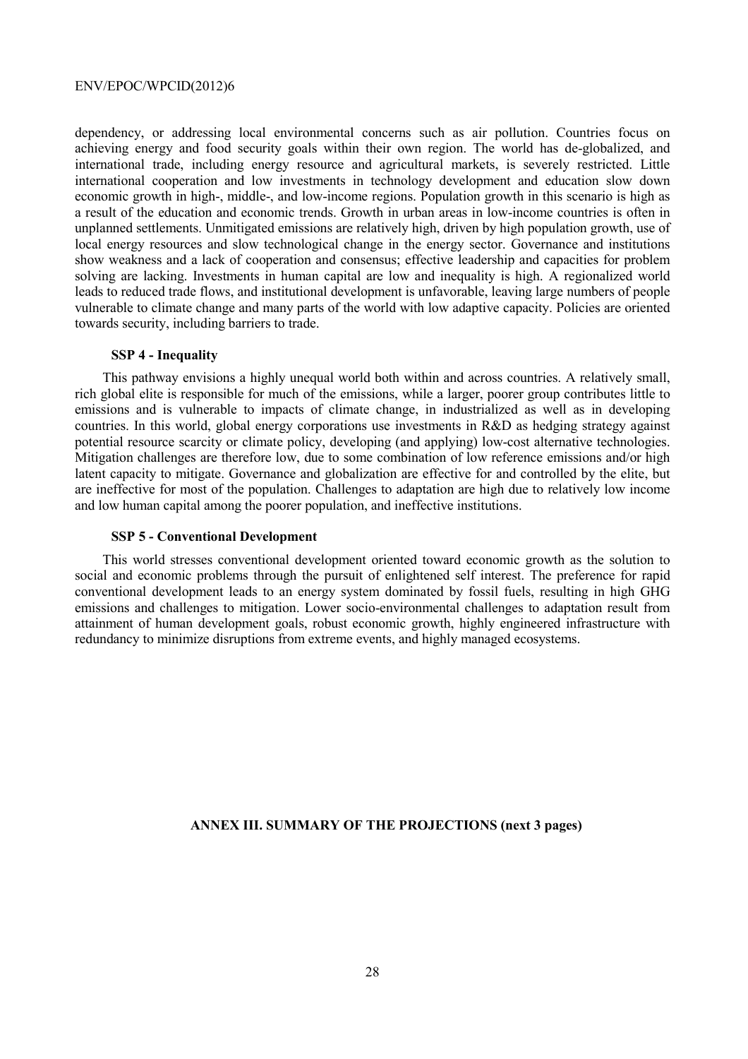dependency, or addressing local environmental concerns such as air pollution. Countries focus on achieving energy and food security goals within their own region. The world has de-globalized, and international trade, including energy resource and agricultural markets, is severely restricted. Little international cooperation and low investments in technology development and education slow down economic growth in high-, middle-, and low-income regions. Population growth in this scenario is high as a result of the education and economic trends. Growth in urban areas in low-income countries is often in unplanned settlements. Unmitigated emissions are relatively high, driven by high population growth, use of local energy resources and slow technological change in the energy sector. Governance and institutions show weakness and a lack of cooperation and consensus; effective leadership and capacities for problem solving are lacking. Investments in human capital are low and inequality is high. A regionalized world leads to reduced trade flows, and institutional development is unfavorable, leaving large numbers of people vulnerable to climate change and many parts of the world with low adaptive capacity. Policies are oriented towards security, including barriers to trade.

**SSP 4 - Inequality**

This pathway envisions a highly unequal world both within and across countries. A relatively small, rich global elite is responsible for much of the emissions, while a larger, poorer group contributes little to emissions and is vulnerable to impacts of climate change, in industrialized as well as in developing countries. In this world, global energy corporations use investments in R&D as hedging strategy against potential resource scarcity or climate policy, developing (and applying) low-cost alternative technologies. Mitigation challenges are therefore low, due to some combination of low reference emissions and/or high latent capacity to mitigate. Governance and globalization are effective for and controlled by the elite, but are ineffective for most of the population. Challenges to adaptation are high due to relatively low income and low human capital among the poorer population, and ineffective institutions.

**SSP 5 - Conventional Development**

This world stresses conventional development oriented toward economic growth as the solution to social and economic problems through the pursuit of enlightened self interest. The preference for rapid conventional development leads to an energy system dominated by fossil fuels, resulting in high GHG emissions and challenges to mitigation. Lower socio-environmental challenges to adaptation result from attainment of human development goals, robust economic growth, highly engineered infrastructure with redundancy to minimize disruptions from extreme events, and highly managed ecosystems.

**ANNEX III. SUMMARY OF THE PROJECTIONS (next 3 pages)**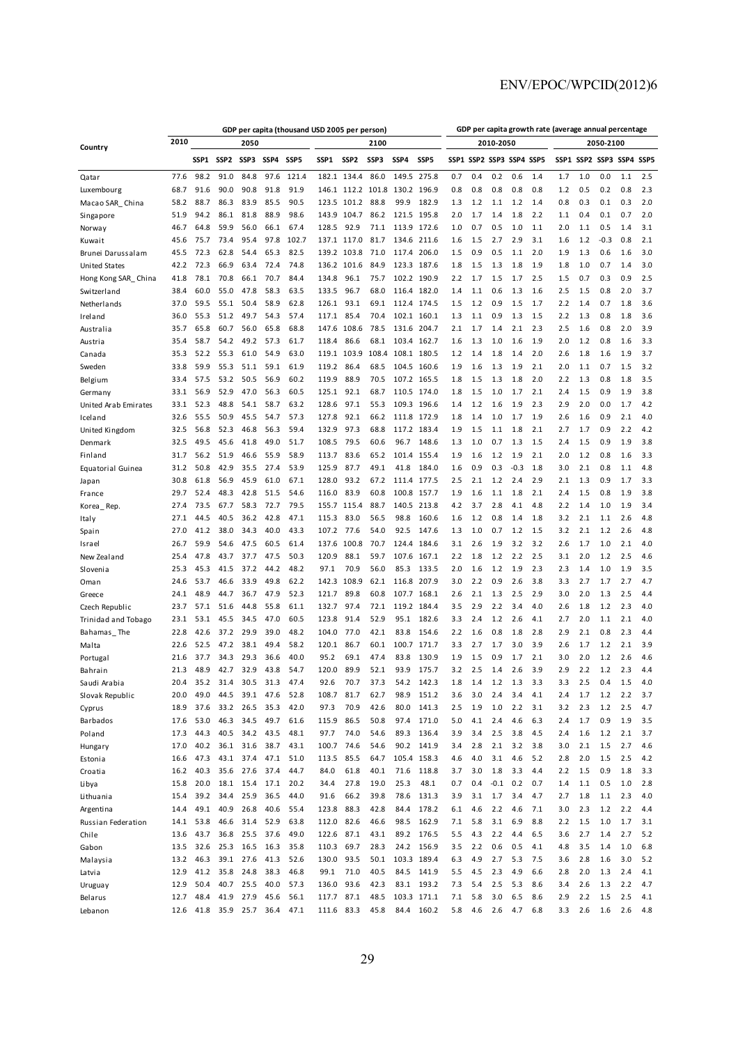| Country | GDP per capita (thousand USD 2005 per person) | | | | | | | | | | | GDP per capita growth rate (average annual percentage | | | | | | | | | |
|---|---|---|---|---|---|---|---|---|---|---|---|---|---|---|---|---|---|---|---|---|---|
| | 2010 | 2050 | | | | | 2100 | | | | | 2010-2050 | | | | | 2050-2100 | | | | |
| | | SSP1 | SSP2 | SSP3 | SSP4 | SSP5 | SSP1 | SSP2 | SSP3 | SSP4 | SSP5 | SSP1 | SSP2 | SSP3 | SSP4 | SSP5 | SSP1 | SSP2 | SSP3 | SSP4 | SSP5 |
| Qatar | 77.6 | 98.2 | 91.0 | 84.8 | 97.6 | 121.4 | 182.1 | 134.4 | 86.0 | 149.5 | 275.8 | 0.7 | 0.4 | 0.2 | 0.6 | 1.4 | 1.7 | 1.0 | 0.0 | 1.1 | 2.5 |
| Luxembourg | 68.7 | 91.6 | 90.0 | 90.8 | 91.8 | 91.9 | 146.1 | 112.2 | 101.8 | 130.2 | 196.9 | 0.8 | 0.8 | 0.8 | 0.8 | 0.8 | 1.2 | 0.5 | 0.2 | 0.8 | 2.3 |
| Macao SAR_China | 58.2 | 88.7 | 86.3 | 83.9 | 85.5 | 90.5 | 123.5 | 101.2 | 88.8 | 99.9 | 182.9 | 1.3 | 1.2 | 1.1 | 1.2 | 1.4 | 0.8 | 0.3 | 0.1 | 0.3 | 2.0 |
| Singapore | 51.9 | 94.2 | 86.1 | 81.8 | 88.9 | 98.6 | 143.9 | 104.7 | 86.2 | 121.5 | 195.8 | 2.0 | 1.7 | 1.4 | 1.8 | 2.2 | 1.1 | 0.4 | 0.1 | 0.7 | 2.0 |
| Norway | 46.7 | 64.8 | 59.9 | 56.0 | 66.1 | 67.4 | 128.5 | 92.9 | 71.1 | 113.9 | 172.6 | 1.0 | 0.7 | 0.5 | 1.0 | 1.1 | 2.0 | 1.1 | 0.5 | 1.4 | 3.1 |
| Kuwait | 45.6 | 75.7 | 73.4 | 95.4 | 97.8 | 102.7 | 137.1 | 117.0 | 81.7 | 134.6 | 211.6 | 1.6 | 1.5 | 2.7 | 2.9 | 3.1 | 1.6 | 1.2 | -0.3 | 0.8 | 2.1 |
| Brunei Darussalam | 45.5 | 72.3 | 62.8 | 54.4 | 65.3 | 82.5 | 139.2 | 103.8 | 71.0 | 117.4 | 206.0 | 1.5 | 0.9 | 0.5 | 1.1 | 2.0 | 1.9 | 1.3 | 0.6 | 1.6 | 3.0 |
| United States | 42.2 | 72.3 | 66.9 | 63.4 | 72.4 | 74.8 | 136.2 | 101.6 | 84.9 | 123.3 | 187.6 | 1.8 | 1.5 | 1.3 | 1.8 | 1.9 | 1.8 | 1.0 | 0.7 | 1.4 | 3.0 |
| Hong Kong SAR_China | 41.8 | 78.1 | 70.8 | 66.1 | 70.7 | 84.4 | 134.8 | 96.1 | 75.7 | 102.2 | 190.9 | 2.2 | 1.7 | 1.5 | 1.7 | 2.5 | 1.5 | 0.7 | 0.3 | 0.9 | 2.5 |
| Switzerland | 38.4 | 60.0 | 55.0 | 47.8 | 58.3 | 63.5 | 133.5 | 96.7 | 68.0 | 116.4 | 182.0 | 1.4 | 1.1 | 0.6 | 1.3 | 1.6 | 2.5 | 1.5 | 0.8 | 2.0 | 3.7 |
| Netherlands | 37.0 | 59.5 | 55.1 | 50.4 | 58.9 | 62.8 | 126.1 | 93.1 | 69.1 | 112.4 | 174.5 | 1.5 | 1.2 | 0.9 | 1.5 | 1.7 | 2.2 | 1.4 | 0.7 | 1.8 | 3.6 |
| Ireland | 36.0 | 55.3 | 51.2 | 49.7 | 54.3 | 57.4 | 117.1 | 85.4 | 70.4 | 102.1 | 160.1 | 1.3 | 1.1 | 0.9 | 1.3 | 1.5 | 2.2 | 1.3 | 0.8 | 1.8 | 3.6 |
| Australia | 35.7 | 65.8 | 60.7 | 56.0 | 65.8 | 68.8 | 147.6 | 108.6 | 78.5 | 131.6 | 204.7 | 2.1 | 1.7 | 1.4 | 2.1 | 2.3 | 2.5 | 1.6 | 0.8 | 2.0 | 3.9 |
| Austria | 35.4 | 58.7 | 54.2 | 49.2 | 57.3 | 61.7 | 118.4 | 86.6 | 68.1 | 103.4 | 162.7 | 1.6 | 1.3 | 1.0 | 1.6 | 1.9 | 2.0 | 1.2 | 0.8 | 1.6 | 3.3 |
| Canada | 35.3 | 52.2 | 55.3 | 61.0 | 54.9 | 63.0 | 119.1 | 103.9 | 108.4 | 108.1 | 180.5 | 1.2 | 1.4 | 1.8 | 1.4 | 2.0 | 2.6 | 1.8 | 1.6 | 1.9 | 3.7 |
| Sweden | 33.8 | 59.9 | 55.3 | 51.1 | 59.1 | 61.9 | 119.2 | 86.4 | 68.5 | 104.5 | 160.6 | 1.9 | 1.6 | 1.3 | 1.9 | 2.1 | 2.0 | 1.1 | 0.7 | 1.5 | 3.2 |
| Belgium | 33.4 | 57.5 | 53.2 | 50.5 | 56.9 | 60.2 | 119.9 | 88.9 | 70.5 | 107.2 | 165.5 | 1.8 | 1.5 | 1.3 | 1.8 | 2.0 | 2.2 | 1.3 | 0.8 | 1.8 | 3.5 |
| Germany | 33.1 | 56.9 | 52.9 | 47.0 | 56.3 | 60.5 | 125.1 | 92.1 | 68.7 | 110.5 | 174.0 | 1.8 | 1.5 | 1.0 | 1.7 | 2.1 | 2.4 | 1.5 | 0.9 | 1.9 | 3.8 |
| United Arab Emirates | 33.1 | 52.3 | 48.8 | 54.1 | 58.7 | 63.2 | 128.6 | 97.1 | 55.3 | 109.3 | 196.6 | 1.4 | 1.2 | 1.6 | 1.9 | 2.3 | 2.9 | 2.0 | 0.0 | 1.7 | 4.2 |
| Iceland | 32.6 | 55.5 | 50.9 | 45.5 | 54.7 | 57.3 | 127.8 | 92.1 | 66.2 | 111.8 | 172.9 | 1.8 | 1.4 | 1.0 | 1.7 | 1.9 | 2.6 | 1.6 | 0.9 | 2.1 | 4.0 |
| United Kingdom | 32.5 | 56.8 | 52.3 | 46.8 | 56.3 | 59.4 | 132.9 | 97.3 | 68.8 | 117.2 | 183.4 | 1.9 | 1.5 | 1.1 | 1.8 | 2.1 | 2.7 | 1.7 | 0.9 | 2.2 | 4.2 |
| Denmark | 32.5 | 49.5 | 45.6 | 41.8 | 49.0 | 51.7 | 108.5 | 79.5 | 60.6 | 96.7 | 148.6 | 1.3 | 1.0 | 0.7 | 1.3 | 1.5 | 2.4 | 1.5 | 0.9 | 1.9 | 3.8 |
| Finland | 31.7 | 56.2 | 51.9 | 46.6 | 55.9 | 58.9 | 113.7 | 83.6 | 65.2 | 101.4 | 155.4 | 1.9 | 1.6 | 1.2 | 1.9 | 2.1 | 2.0 | 1.2 | 0.8 | 1.6 | 3.3 |
| Equatorial Guinea | 31.2 | 50.8 | 42.9 | 35.5 | 27.4 | 53.9 | 125.9 | 87.7 | 49.1 | 41.8 | 184.0 | 1.6 | 0.9 | 0.3 | -0.3 | 1.8 | 3.0 | 2.1 | 0.8 | 1.1 | 4.8 |
| Japan | 30.8 | 61.8 | 56.9 | 45.9 | 61.0 | 67.1 | 128.0 | 93.2 | 67.2 | 111.4 | 177.5 | 2.5 | 2.1 | 1.2 | 2.4 | 2.9 | 2.1 | 1.3 | 0.9 | 1.7 | 3.3 |
| France | 29.7 | 52.4 | 48.3 | 42.8 | 51.5 | 54.6 | 116.0 | 83.9 | 60.8 | 100.8 | 157.7 | 1.9 | 1.6 | 1.1 | 1.8 | 2.1 | 2.4 | 1.5 | 0.8 | 1.9 | 3.8 |
| Korea_Rep. | 27.4 | 73.5 | 67.7 | 58.3 | 72.7 | 79.5 | 155.7 | 115.4 | 88.7 | 140.5 | 213.8 | 4.2 | 3.7 | 2.8 | 4.1 | 4.8 | 2.2 | 1.4 | 1.0 | 1.9 | 3.4 |
| Italy | 27.1 | 44.5 | 40.5 | 36.2 | 42.8 | 47.1 | 115.3 | 83.0 | 56.5 | 98.8 | 160.6 | 1.6 | 1.2 | 0.8 | 1.4 | 1.8 | 3.2 | 2.1 | 1.1 | 2.6 | 4.8 |
| Spain | 27.0 | 41.2 | 38.0 | 34.3 | 40.0 | 43.3 | 107.2 | 77.6 | 54.0 | 92.5 | 147.6 | 1.3 | 1.0 | 0.7 | 1.2 | 1.5 | 3.2 | 2.1 | 1.2 | 2.6 | 4.8 |
| Israel | 26.7 | 59.9 | 54.6 | 47.5 | 60.5 | 61.4 | 137.6 | 100.8 | 70.7 | 124.4 | 184.6 | 3.1 | 2.6 | 1.9 | 3.2 | 3.2 | 2.6 | 1.7 | 1.0 | 2.1 | 4.0 |
| New Zealand | 25.4 | 47.8 | 43.7 | 37.7 | 47.5 | 50.3 | 120.9 | 88.1 | 59.7 | 107.6 | 167.1 | 2.2 | 1.8 | 1.2 | 2.2 | 2.5 | 3.1 | 2.0 | 1.2 | 2.5 | 4.6 |
| Slovenia | 25.3 | 45.3 | 41.5 | 37.2 | 44.2 | 48.2 | 97.1 | 70.9 | 56.0 | 85.3 | 133.5 | 2.0 | 1.6 | 1.2 | 1.9 | 2.3 | 2.3 | 1.4 | 1.0 | 1.9 | 3.5 |
| Oman | 24.6 | 53.7 | 46.6 | 33.9 | 49.8 | 62.2 | 142.3 | 108.9 | 62.1 | 116.8 | 207.9 | 3.0 | 2.2 | 0.9 | 2.6 | 3.8 | 3.3 | 2.7 | 1.7 | 2.7 | 4.7 |
| Greece | 24.1 | 48.9 | 44.7 | 36.7 | 47.9 | 52.3 | 121.7 | 89.8 | 60.8 | 107.7 | 168.1 | 2.6 | 2.1 | 1.3 | 2.5 | 2.9 | 3.0 | 2.0 | 1.3 | 2.5 | 4.4 |
| Czech Republic | 23.7 | 57.1 | 51.6 | 44.8 | 55.8 | 61.1 | 132.7 | 97.4 | 72.1 | 119.2 | 184.4 | 3.5 | 2.9 | 2.2 | 3.4 | 4.0 | 2.6 | 1.8 | 1.2 | 2.3 | 4.0 |
| Trinidad and Tobago | 23.1 | 53.1 | 45.5 | 34.5 | 47.0 | 60.5 | 123.8 | 91.4 | 52.9 | 95.1 | 182.6 | 3.3 | 2.4 | 1.2 | 2.6 | 4.1 | 2.7 | 2.0 | 1.1 | 2.1 | 4.0 |
| Bahamas_The | 22.8 | 42.6 | 37.2 | 29.9 | 39.0 | 48.2 | 104.0 | 77.0 | 42.1 | 83.8 | 154.6 | 2.2 | 1.6 | 0.8 | 1.8 | 2.8 | 2.9 | 2.1 | 0.8 | 2.3 | 4.4 |
| Malta | 22.6 | 52.5 | 47.2 | 38.1 | 49.4 | 58.2 | 120.1 | 86.7 | 60.1 | 100.7 | 171.7 | 3.3 | 2.7 | 1.7 | 3.0 | 3.9 | 2.6 | 1.7 | 1.2 | 2.1 | 3.9 |
| Portugal | 21.6 | 37.7 | 34.3 | 29.3 | 36.6 | 40.0 | 95.2 | 69.1 | 47.4 | 83.8 | 130.9 | 1.9 | 1.5 | 0.9 | 1.7 | 2.1 | 3.0 | 2.0 | 1.2 | 2.6 | 4.6 |
| Bahrain | 21.3 | 48.9 | 42.7 | 32.9 | 43.8 | 54.7 | 120.0 | 89.9 | 52.1 | 93.9 | 175.7 | 3.2 | 2.5 | 1.4 | 2.6 | 3.9 | 2.9 | 2.2 | 1.2 | 2.3 | 4.4 |
| Saudi Arabia | 20.4 | 35.2 | 31.4 | 30.5 | 31.3 | 47.4 | 92.6 | 70.7 | 37.3 | 54.2 | 142.3 | 1.8 | 1.4 | 1.2 | 1.3 | 3.3 | 3.3 | 2.5 | 0.4 | 1.5 | 4.0 |
| Slovak Republic | 20.0 | 49.0 | 44.5 | 39.1 | 47.6 | 52.8 | 108.7 | 81.7 | 62.7 | 98.9 | 151.2 | 3.6 | 3.0 | 2.4 | 3.4 | 4.1 | 2.4 | 1.7 | 1.2 | 2.2 | 3.7 |
| Cyprus | 18.9 | 37.6 | 33.2 | 26.5 | 35.3 | 42.0 | 97.3 | 70.9 | 42.6 | 80.0 | 141.3 | 2.5 | 1.9 | 1.0 | 2.2 | 3.1 | 3.2 | 2.3 | 1.2 | 2.5 | 4.7 |
| Barbados | 17.6 | 53.0 | 46.3 | 34.5 | 49.7 | 61.6 | 115.9 | 86.5 | 50.8 | 97.4 | 171.0 | 5.0 | 4.1 | 2.4 | 4.6 | 6.3 | 2.4 | 1.7 | 0.9 | 1.9 | 3.5 |
| Poland | 17.3 | 44.3 | 40.5 | 34.2 | 43.5 | 48.1 | 97.7 | 74.0 | 54.6 | 89.3 | 136.4 | 3.9 | 3.4 | 2.5 | 3.8 | 4.5 | 2.4 | 1.6 | 1.2 | 2.1 | 3.7 |
| Hungary | 17.0 | 40.2 | 36.1 | 31.6 | 38.7 | 43.1 | 100.7 | 74.6 | 54.6 | 90.2 | 141.9 | 3.4 | 2.8 | 2.1 | 3.2 | 3.8 | 3.0 | 2.1 | 1.5 | 2.7 | 4.6 |
| Estonia | 16.6 | 47.3 | 43.1 | 37.4 | 47.1 | 51.0 | 113.5 | 85.5 | 64.7 | 105.4 | 158.3 | 4.6 | 4.0 | 3.1 | 4.6 | 5.2 | 2.8 | 2.0 | 1.5 | 2.5 | 4.2 |
| Croatia | 16.2 | 40.3 | 35.6 | 27.6 | 37.4 | 44.7 | 84.0 | 61.8 | 40.1 | 71.6 | 118.8 | 3.7 | 3.0 | 1.8 | 3.3 | 4.4 | 2.2 | 1.5 | 0.9 | 1.8 | 3.3 |
| Libya | 15.8 | 20.0 | 18.1 | 15.4 | 17.1 | 20.2 | 34.4 | 27.8 | 19.0 | 25.3 | 48.1 | 0.7 | 0.4 | -0.1 | 0.2 | 0.7 | 1.4 | 1.1 | 0.5 | 1.0 | 2.8 |
| Lithuania | 15.4 | 39.2 | 34.4 | 25.9 | 36.5 | 44.0 | 91.6 | 66.2 | 39.8 | 78.6 | 131.3 | 3.9 | 3.1 | 1.7 | 3.4 | 4.7 | 2.7 | 1.8 | 1.1 | 2.3 | 4.0 |
| Argentina | 14.4 | 49.1 | 40.9 | 26.8 | 40.6 | 55.4 | 123.8 | 88.3 | 42.8 | 84.4 | 178.2 | 6.1 | 4.6 | 2.2 | 4.6 | 7.1 | 3.0 | 2.3 | 1.2 | 2.2 | 4.4 |
| Russian Federation | 14.1 | 53.8 | 46.6 | 31.4 | 52.9 | 63.8 | 112.0 | 82.6 | 46.6 | 98.5 | 162.9 | 7.1 | 5.8 | 3.1 | 6.9 | 8.8 | 2.2 | 1.5 | 1.0 | 1.7 | 3.1 |
| Chile | 13.6 | 43.7 | 36.8 | 25.5 | 37.6 | 49.0 | 122.6 | 87.1 | 43.1 | 89.2 | 176.5 | 5.5 | 4.3 | 2.2 | 4.4 | 6.5 | 3.6 | 2.7 | 1.4 | 2.7 | 5.2 |
| Gabon | 13.5 | 32.6 | 25.3 | 16.5 | 16.3 | 35.8 | 110.3 | 69.7 | 28.3 | 24.2 | 156.9 | 3.5 | 2.2 | 0.6 | 0.5 | 4.1 | 4.8 | 3.5 | 1.4 | 1.0 | 6.8 |
| Malaysia | 13.2 | 46.3 | 39.1 | 27.6 | 41.3 | 52.6 | 130.0 | 93.5 | 50.1 | 103.3 | 189.4 | 6.3 | 4.9 | 2.7 | 5.3 | 7.5 | 3.6 | 2.8 | 1.6 | 3.0 | 5.2 |
| Latvia | 12.9 | 41.2 | 35.8 | 24.8 | 38.3 | 46.8 | 99.1 | 71.0 | 40.5 | 84.5 | 141.9 | 5.5 | 4.5 | 2.3 | 4.9 | 6.6 | 2.8 | 2.0 | 1.3 | 2.4 | 4.1 |
| Uruguay | 12.9 | 50.4 | 40.7 | 25.5 | 40.0 | 57.3 | 136.0 | 93.6 | 42.3 | 83.1 | 193.2 | 7.3 | 5.4 | 2.5 | 5.3 | 8.6 | 3.4 | 2.6 | 1.3 | 2.2 | 4.7 |
| Belarus | 12.7 | 48.4 | 41.9 | 27.9 | 45.6 | 56.1 | 117.7 | 87.1 | 48.5 | 103.3 | 171.1 | 7.1 | 5.8 | 3.0 | 6.5 | 8.6 | 2.9 | 2.2 | 1.5 | 2.5 | 4.1 |
| Lebanon | 12.6 | 41.8 | 35.9 | 25.7 | 36.4 | 47.1 | 111.6 | 83.3 | 45.8 | 84.4 | 160.2 | 5.8 | 4.6 | 2.6 | 4.7 | 6.8 | 3.3 | 2.6 | 1.6 | 2.6 | 4.8 |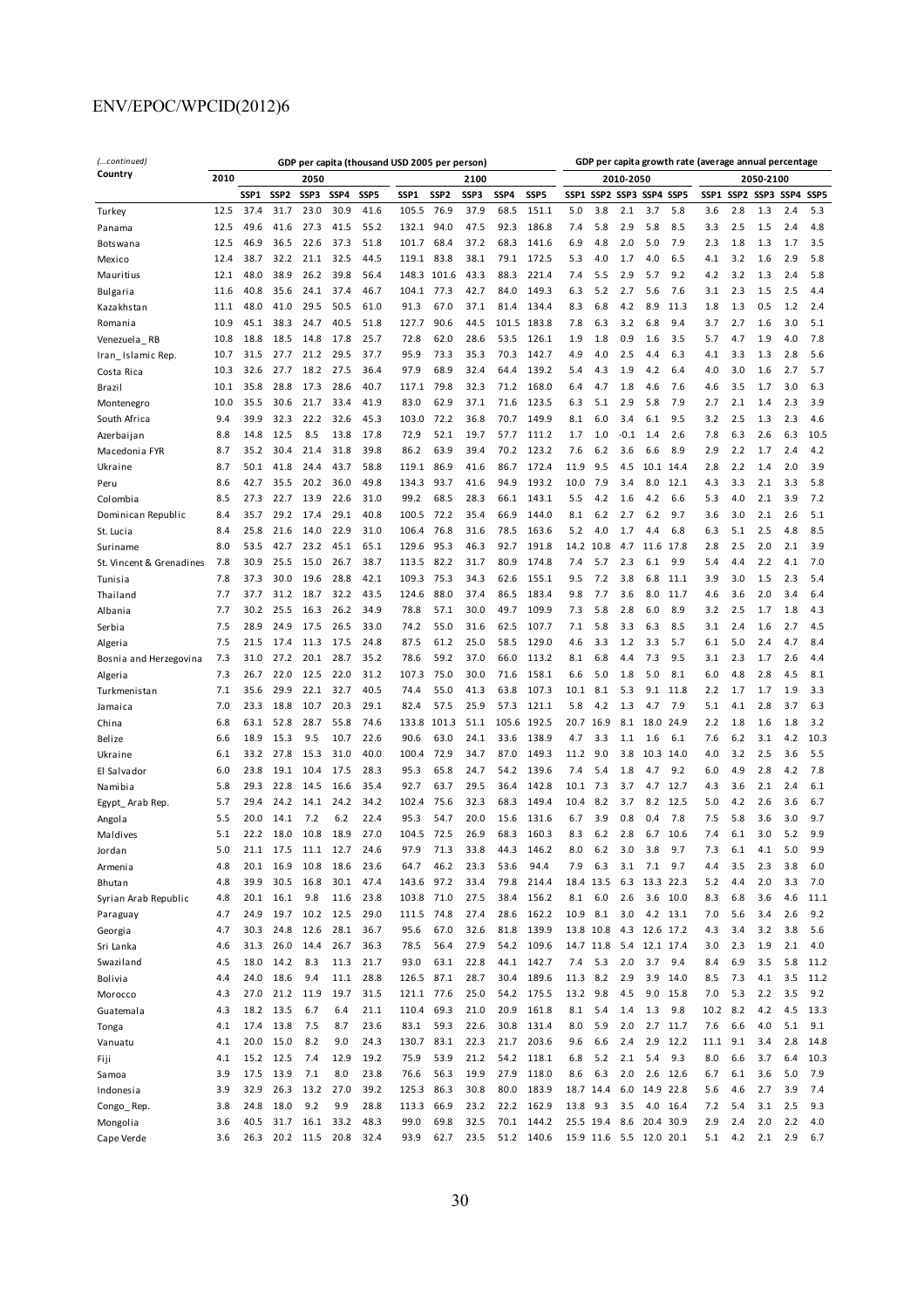| (...continued) Country | GDP per capita (thousand USD 2005 per person) | | | | | | | | | | | GDP per capita growth rate (average annual percentage | | | | | | | | | |
|---|---|---|---|---|---|---|---|---|---|---|---|---|---|---|---|---|---|---|---|---|---|
| | 2010 | 2050 | | | | | 2100 | | | | | 2010-2050 | | | | | 2050-2100 | | | | |
| | | SSP1 | SSP2 | SSP3 | SSP4 | SSP5 | SSP1 | SSP2 | SSP3 | SSP4 | SSP5 | SSP1 | SSP2 | SSP3 | SSP4 | SSP5 | SSP1 | SSP2 | SSP3 | SSP4 | SSP5 |
| Turkey | 12.5 | 37.4 | 31.7 | 23.0 | 30.9 | 41.6 | 105.5 | 76.9 | 37.9 | 68.5 | 151.1 | 5.0 | 3.8 | 2.1 | 3.7 | 5.8 | 3.6 | 2.8 | 1.3 | 2.4 | 5.3 |
| Panama | 12.5 | 49.6 | 41.6 | 27.3 | 41.5 | 55.2 | 132.1 | 94.0 | 47.5 | 92.3 | 186.8 | 7.4 | 5.8 | 2.9 | 5.8 | 8.5 | 3.3 | 2.5 | 1.5 | 2.4 | 4.8 |
| Botswana | 12.5 | 46.9 | 36.5 | 22.6 | 37.3 | 51.8 | 101.7 | 68.4 | 37.2 | 68.3 | 141.6 | 6.9 | 4.8 | 2.0 | 5.0 | 7.9 | 2.3 | 1.8 | 1.3 | 1.7 | 3.5 |
| Mexico | 12.4 | 38.7 | 32.2 | 21.1 | 32.5 | 44.5 | 119.1 | 83.8 | 38.1 | 79.1 | 172.5 | 5.3 | 4.0 | 1.7 | 4.0 | 6.5 | 4.1 | 3.2 | 1.6 | 2.9 | 5.8 |
| Mauritius | 12.1 | 48.0 | 38.9 | 26.2 | 39.8 | 56.4 | 148.3 | 101.6 | 43.3 | 88.3 | 221.4 | 7.4 | 5.5 | 2.9 | 5.7 | 9.2 | 4.2 | 3.2 | 1.3 | 2.4 | 5.8 |
| Bulgaria | 11.6 | 40.8 | 35.6 | 24.1 | 37.4 | 46.7 | 104.1 | 77.3 | 42.7 | 84.0 | 149.3 | 6.3 | 5.2 | 2.7 | 5.6 | 7.6 | 3.1 | 2.3 | 1.5 | 2.5 | 4.4 |
| Kazakhstan | 11.1 | 48.0 | 41.0 | 29.5 | 50.5 | 61.0 | 91.3 | 67.0 | 37.1 | 81.4 | 134.4 | 8.3 | 6.8 | 4.2 | 8.9 | 11.3 | 1.8 | 1.3 | 0.5 | 1.2 | 2.4 |
| Romania | 10.9 | 45.1 | 38.3 | 24.7 | 40.5 | 51.8 | 127.7 | 90.6 | 44.5 | 101.5 | 183.8 | 7.8 | 6.3 | 3.2 | 6.8 | 9.4 | 3.7 | 2.7 | 1.6 | 3.0 | 5.1 |
| Venezuela_RB | 10.8 | 18.8 | 18.5 | 14.8 | 17.8 | 25.7 | 72.8 | 62.0 | 28.6 | 53.5 | 126.1 | 1.9 | 1.8 | 0.9 | 1.6 | 3.5 | 5.7 | 4.7 | 1.9 | 4.0 | 7.8 |
| Iran_Islamic Rep. | 10.7 | 31.5 | 27.7 | 21.2 | 29.5 | 37.7 | 95.9 | 73.3 | 35.3 | 70.3 | 142.7 | 4.9 | 4.0 | 2.5 | 4.4 | 6.3 | 4.1 | 3.3 | 1.3 | 2.8 | 5.6 |
| Costa Rica | 10.3 | 32.6 | 27.7 | 18.2 | 27.5 | 36.4 | 97.9 | 68.9 | 32.4 | 64.4 | 139.2 | 5.4 | 4.3 | 1.9 | 4.2 | 6.4 | 4.0 | 3.0 | 1.6 | 2.7 | 5.7 |
| Brazil | 10.1 | 35.8 | 28.8 | 17.3 | 28.6 | 40.7 | 117.1 | 79.8 | 32.3 | 71.2 | 168.0 | 6.4 | 4.7 | 1.8 | 4.6 | 7.6 | 4.6 | 3.5 | 1.7 | 3.0 | 6.3 |
| Montenegro | 10.0 | 35.5 | 30.6 | 21.7 | 33.4 | 41.9 | 83.0 | 62.9 | 37.1 | 71.6 | 123.5 | 6.3 | 5.1 | 2.9 | 5.8 | 7.9 | 2.7 | 2.1 | 1.4 | 2.3 | 3.9 |
| South Africa | 9.4 | 39.9 | 32.3 | 22.2 | 32.6 | 45.3 | 103.0 | 72.2 | 36.8 | 70.7 | 149.9 | 8.1 | 6.0 | 3.4 | 6.1 | 9.5 | 3.2 | 2.5 | 1.3 | 2.3 | 4.6 |
| Azerbaijan | 8.8 | 14.8 | 12.5 | 8.5 | 13.8 | 17.8 | 72.9 | 52.1 | 19.7 | 57.7 | 111.2 | 1.7 | 1.0 | -0.1 | 1.4 | 2.6 | 7.8 | 6.3 | 2.6 | 6.3 | 10.5 |
| Macedonia FYR | 8.7 | 35.2 | 30.4 | 21.4 | 31.8 | 39.8 | 86.2 | 63.9 | 39.4 | 70.2 | 123.2 | 7.6 | 6.2 | 3.6 | 6.6 | 8.9 | 2.9 | 2.2 | 1.7 | 2.4 | 4.2 |
| Ukraine | 8.7 | 50.1 | 41.8 | 24.4 | 43.7 | 58.8 | 119.1 | 86.9 | 41.6 | 86.7 | 172.4 | 11.9 | 9.5 | 4.5 | 10.1 | 14.4 | 2.8 | 2.2 | 1.4 | 2.0 | 3.9 |
| Peru | 8.6 | 42.7 | 35.5 | 20.2 | 36.0 | 49.8 | 134.3 | 93.7 | 41.6 | 94.9 | 193.2 | 10.0 | 7.9 | 3.4 | 8.0 | 12.1 | 4.3 | 3.3 | 2.1 | 3.3 | 5.8 |
| Colombia | 8.5 | 27.3 | 22.7 | 13.9 | 22.6 | 31.0 | 99.2 | 68.5 | 28.3 | 66.1 | 143.1 | 5.5 | 4.2 | 1.6 | 4.2 | 6.6 | 5.3 | 4.0 | 2.1 | 3.9 | 7.2 |
| Dominican Republic | 8.4 | 35.7 | 29.2 | 17.4 | 29.1 | 40.8 | 100.5 | 72.2 | 35.4 | 66.9 | 144.0 | 8.1 | 6.2 | 2.7 | 6.2 | 9.7 | 3.6 | 3.0 | 2.1 | 2.6 | 5.1 |
| St. Lucia | 8.4 | 25.8 | 21.6 | 14.0 | 22.9 | 31.0 | 106.4 | 76.8 | 31.6 | 78.5 | 163.6 | 5.2 | 4.0 | 1.7 | 4.4 | 6.8 | 6.3 | 5.1 | 2.5 | 4.8 | 8.5 |
| Suriname | 8.0 | 53.5 | 42.7 | 23.2 | 45.1 | 65.1 | 129.6 | 95.3 | 46.3 | 92.7 | 191.8 | 14.2 | 10.8 | 4.7 | 11.6 | 17.8 | 2.8 | 2.5 | 2.0 | 2.1 | 3.9 |
| St. Vincent & Grenadines | 7.8 | 30.9 | 25.5 | 15.0 | 26.7 | 38.7 | 113.5 | 82.2 | 31.7 | 80.9 | 174.8 | 7.4 | 5.7 | 2.3 | 6.1 | 9.9 | 5.4 | 4.4 | 2.2 | 4.1 | 7.0 |
| Tunisia | 7.8 | 37.3 | 30.0 | 19.6 | 28.8 | 42.1 | 109.3 | 75.3 | 34.3 | 62.6 | 155.1 | 9.5 | 7.2 | 3.8 | 6.8 | 11.1 | 3.9 | 3.0 | 1.5 | 2.3 | 5.4 |
| Thailand | 7.7 | 37.7 | 31.2 | 18.7 | 32.2 | 43.5 | 124.6 | 88.0 | 37.4 | 86.5 | 183.4 | 9.8 | 7.7 | 3.6 | 8.0 | 11.7 | 4.6 | 3.6 | 2.0 | 3.4 | 6.4 |
| Albania | 7.7 | 30.2 | 25.5 | 16.3 | 26.2 | 34.9 | 78.8 | 57.1 | 30.0 | 49.7 | 109.9 | 7.3 | 5.8 | 2.8 | 6.0 | 8.9 | 3.2 | 2.5 | 1.7 | 1.8 | 4.3 |
| Serbia | 7.5 | 28.9 | 24.9 | 17.5 | 26.5 | 33.0 | 74.2 | 55.0 | 31.6 | 62.5 | 107.7 | 7.1 | 5.8 | 3.3 | 6.3 | 8.5 | 3.1 | 2.4 | 1.6 | 2.7 | 4.5 |
| Algeria | 7.5 | 21.5 | 17.4 | 11.3 | 17.5 | 24.8 | 87.5 | 61.2 | 25.0 | 58.5 | 129.0 | 4.6 | 3.3 | 1.2 | 3.3 | 5.7 | 6.1 | 5.0 | 2.4 | 4.7 | 8.4 |
| Bosnia and Herzegovina | 7.3 | 31.0 | 27.2 | 20.1 | 28.7 | 35.2 | 78.6 | 59.2 | 37.0 | 66.0 | 113.2 | 8.1 | 6.8 | 4.4 | 7.3 | 9.5 | 3.1 | 2.3 | 1.7 | 2.6 | 4.4 |
| Algeria | 7.3 | 26.7 | 22.0 | 12.5 | 22.0 | 31.2 | 107.3 | 75.0 | 30.0 | 71.6 | 158.1 | 6.6 | 5.0 | 1.8 | 5.0 | 8.1 | 6.0 | 4.8 | 2.8 | 4.5 | 8.1 |
| Turkmenistan | 7.1 | 35.6 | 29.9 | 22.1 | 32.7 | 40.5 | 74.4 | 55.0 | 41.3 | 63.8 | 107.3 | 10.1 | 8.1 | 5.3 | 9.1 | 11.8 | 2.2 | 1.7 | 1.7 | 1.9 | 3.3 |
| Jamaica | 7.0 | 23.3 | 18.8 | 10.7 | 20.3 | 29.1 | 82.4 | 57.5 | 25.9 | 57.3 | 121.1 | 5.8 | 4.2 | 1.3 | 4.7 | 7.9 | 5.1 | 4.1 | 2.8 | 3.7 | 6.3 |
| China | 6.8 | 63.1 | 52.8 | 28.7 | 55.8 | 74.6 | 133.8 | 101.3 | 51.1 | 105.6 | 192.5 | 20.7 | 16.9 | 8.1 | 18.0 | 24.9 | 2.2 | 1.8 | 1.6 | 1.8 | 3.2 |
| Belize | 6.6 | 18.9 | 15.3 | 9.5 | 10.7 | 22.6 | 90.6 | 63.0 | 24.1 | 33.6 | 138.9 | 4.7 | 3.3 | 1.1 | 1.6 | 6.1 | 7.6 | 6.2 | 3.1 | 4.2 | 10.3 |
| Ukraine | 6.1 | 33.2 | 27.8 | 15.3 | 31.0 | 40.0 | 100.4 | 72.9 | 34.7 | 87.0 | 149.3 | 11.2 | 9.0 | 3.8 | 10.3 | 14.0 | 4.0 | 3.2 | 2.5 | 3.6 | 5.5 |
| El Salvador | 6.0 | 23.8 | 19.1 | 10.4 | 17.5 | 28.3 | 95.3 | 65.8 | 24.7 | 54.2 | 139.6 | 7.4 | 5.4 | 1.8 | 4.7 | 9.2 | 6.0 | 4.9 | 2.8 | 4.2 | 7.8 |
| Namibia | 5.8 | 29.3 | 22.8 | 14.5 | 16.6 | 35.4 | 92.7 | 63.7 | 29.5 | 36.4 | 142.8 | 10.1 | 7.3 | 3.7 | 4.7 | 12.7 | 4.3 | 3.6 | 2.1 | 2.4 | 6.1 |
| Egypt_Arab Rep. | 5.7 | 29.4 | 24.2 | 14.1 | 24.2 | 34.2 | 102.4 | 75.6 | 32.3 | 68.3 | 149.4 | 10.4 | 8.2 | 3.7 | 8.2 | 12.5 | 5.0 | 4.2 | 2.6 | 3.6 | 6.7 |
| Angola | 5.5 | 20.0 | 14.1 | 7.2 | 6.2 | 22.4 | 95.3 | 54.7 | 20.0 | 15.6 | 131.6 | 6.7 | 3.9 | 0.8 | 0.4 | 7.8 | 7.5 | 5.8 | 3.6 | 3.0 | 9.7 |
| Maldives | 5.1 | 22.2 | 18.0 | 10.8 | 18.9 | 27.0 | 104.5 | 72.5 | 26.9 | 68.3 | 160.3 | 8.3 | 6.2 | 2.8 | 6.7 | 10.6 | 7.4 | 6.1 | 3.0 | 5.2 | 9.9 |
| Jordan | 5.0 | 21.1 | 17.5 | 11.1 | 12.7 | 24.6 | 97.9 | 71.3 | 33.8 | 44.3 | 146.2 | 8.0 | 6.2 | 3.0 | 3.8 | 9.7 | 7.3 | 6.1 | 4.1 | 5.0 | 9.9 |
| Armenia | 4.8 | 20.1 | 16.9 | 10.8 | 18.6 | 23.6 | 64.7 | 46.2 | 23.3 | 53.6 | 94.4 | 7.9 | 6.3 | 3.1 | 7.1 | 9.7 | 4.4 | 3.5 | 2.3 | 3.8 | 6.0 |
| Bhutan | 4.8 | 39.9 | 30.5 | 16.8 | 30.1 | 47.4 | 143.6 | 97.2 | 33.4 | 79.8 | 214.4 | 18.4 | 13.5 | 6.3 | 13.3 | 22.3 | 5.2 | 4.4 | 2.0 | 3.3 | 7.0 |
| Syrian Arab Republic | 4.8 | 20.1 | 16.1 | 9.8 | 11.6 | 23.8 | 103.8 | 71.0 | 27.5 | 38.4 | 156.2 | 8.1 | 6.0 | 2.6 | 3.6 | 10.0 | 8.3 | 6.8 | 3.6 | 4.6 | 11.1 |
| Paraguay | 4.7 | 24.9 | 19.7 | 10.2 | 12.5 | 29.0 | 111.5 | 74.8 | 27.4 | 28.6 | 162.2 | 10.9 | 8.1 | 3.0 | 4.2 | 13.1 | 7.0 | 5.6 | 3.4 | 2.6 | 9.2 |
| Georgia | 4.7 | 30.3 | 24.8 | 12.6 | 28.1 | 36.7 | 95.6 | 67.0 | 32.6 | 81.8 | 139.9 | 13.8 | 10.8 | 4.3 | 12.6 | 17.2 | 4.3 | 3.4 | 3.2 | 3.8 | 5.6 |
| Sri Lanka | 4.6 | 31.3 | 26.0 | 14.4 | 26.7 | 36.3 | 78.5 | 56.4 | 27.9 | 54.2 | 109.6 | 14.7 | 11.8 | 5.4 | 12.1 | 17.4 | 3.0 | 2.3 | 1.9 | 2.1 | 4.0 |
| Swaziland | 4.5 | 18.0 | 14.2 | 8.3 | 11.3 | 21.7 | 93.0 | 63.1 | 22.8 | 44.1 | 142.7 | 7.4 | 5.3 | 2.0 | 3.7 | 9.4 | 8.4 | 6.9 | 3.5 | 5.8 | 11.2 |
| Bolivia | 4.4 | 24.0 | 18.6 | 9.4 | 11.1 | 28.8 | 126.5 | 87.1 | 28.7 | 30.4 | 189.6 | 11.3 | 8.2 | 2.9 | 3.9 | 14.0 | 8.5 | 7.3 | 4.1 | 3.5 | 11.2 |
| Morocco | 4.3 | 27.0 | 21.2 | 11.9 | 19.7 | 31.5 | 121.1 | 77.6 | 25.0 | 54.2 | 175.5 | 13.2 | 9.8 | 4.5 | 9.0 | 15.8 | 7.0 | 5.3 | 2.2 | 3.5 | 9.2 |
| Guatemala | 4.3 | 18.2 | 13.5 | 6.7 | 6.4 | 21.1 | 110.4 | 69.3 | 21.0 | 20.9 | 161.8 | 8.1 | 5.4 | 1.4 | 1.3 | 9.8 | 10.2 | 8.2 | 4.2 | 4.5 | 13.3 |
| Tonga | 4.1 | 17.4 | 13.8 | 7.5 | 8.7 | 23.6 | 83.1 | 59.3 | 22.6 | 30.8 | 131.4 | 8.0 | 5.9 | 2.0 | 2.7 | 11.7 | 7.6 | 6.6 | 4.0 | 5.1 | 9.1 |
| Vanuatu | 4.1 | 20.0 | 15.0 | 8.2 | 9.0 | 24.3 | 130.7 | 83.1 | 22.3 | 21.7 | 203.6 | 9.6 | 6.6 | 2.4 | 2.9 | 12.2 | 11.1 | 9.1 | 3.4 | 2.8 | 14.8 |
| Fiji | 4.1 | 15.2 | 12.5 | 7.4 | 12.9 | 19.2 | 75.9 | 53.9 | 21.2 | 54.2 | 118.1 | 6.8 | 5.2 | 2.1 | 5.4 | 9.3 | 8.0 | 6.6 | 3.7 | 6.4 | 10.3 |
| Samoa | 3.9 | 17.5 | 13.9 | 7.1 | 8.0 | 23.8 | 76.6 | 56.3 | 19.9 | 27.9 | 118.0 | 8.6 | 6.3 | 2.0 | 2.6 | 12.6 | 6.7 | 6.1 | 3.6 | 5.0 | 7.9 |
| Indonesia | 3.9 | 32.9 | 26.3 | 13.2 | 27.0 | 39.2 | 125.3 | 86.3 | 30.8 | 80.0 | 183.9 | 18.7 | 14.4 | 6.0 | 14.9 | 22.8 | 5.6 | 4.6 | 2.7 | 3.9 | 7.4 |
| Congo_Rep. | 3.8 | 24.8 | 18.0 | 9.2 | 9.9 | 28.8 | 113.3 | 66.9 | 23.2 | 22.2 | 162.9 | 13.8 | 9.3 | 3.5 | 4.0 | 16.4 | 7.2 | 5.4 | 3.1 | 2.5 | 9.3 |
| Mongolia | 3.6 | 40.5 | 31.7 | 16.1 | 33.2 | 48.3 | 99.0 | 69.8 | 32.5 | 70.1 | 144.2 | 25.5 | 19.4 | 8.6 | 20.4 | 30.9 | 2.9 | 2.4 | 2.0 | 2.2 | 4.0 |
| Cape Verde | 3.6 | 26.3 | 20.2 | 11.5 | 20.8 | 32.4 | 93.9 | 62.7 | 23.5 | 51.2 | 140.6 | 15.9 | 11.6 | 5.5 | 12.0 | 20.1 | 5.1 | 4.2 | 2.1 | 2.9 | 6.7 |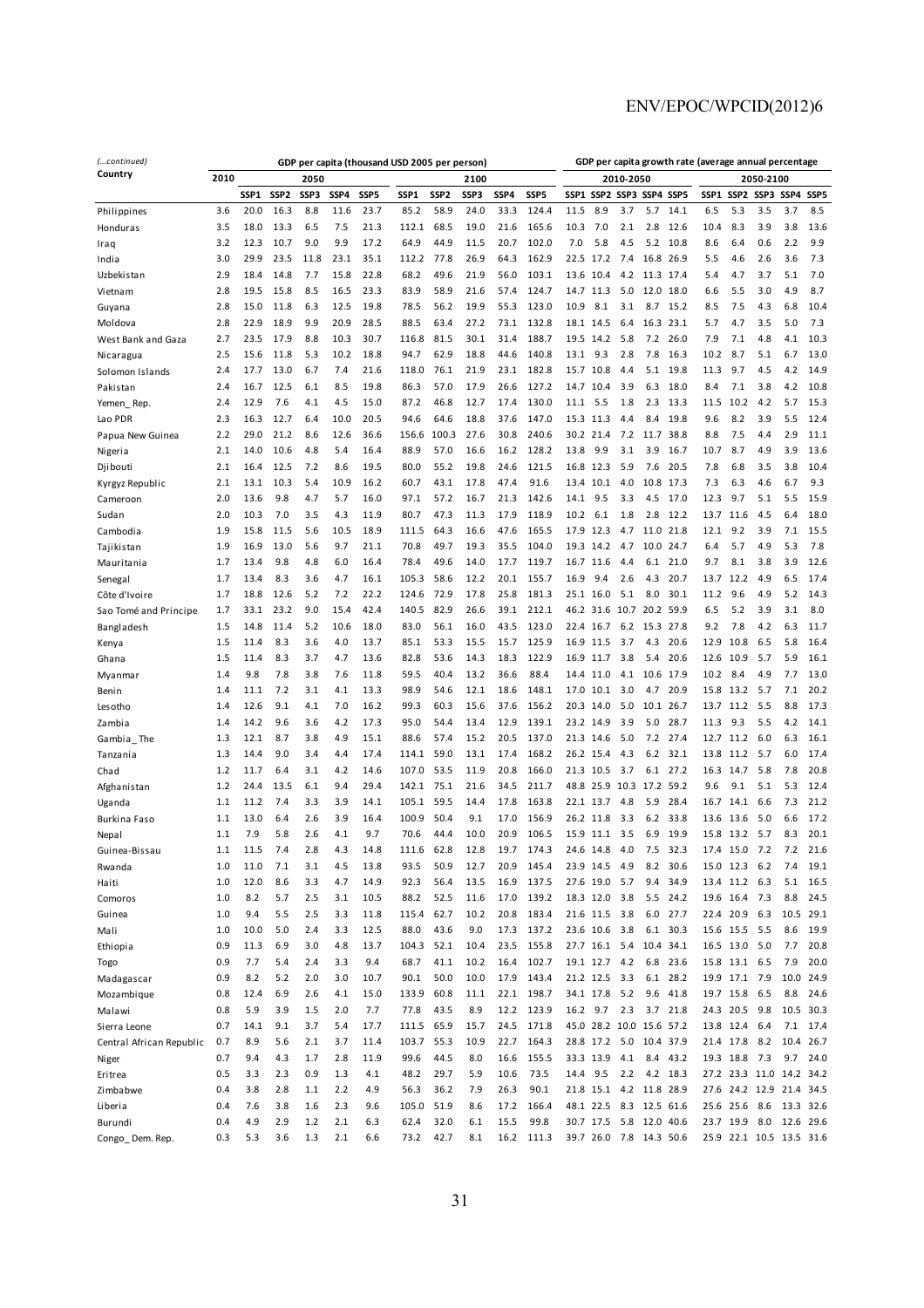| *(...continued)* Country | GDP per capita (thousand USD 2005 per person) | | | | | | | | | | | GDP per capita growth rate (average annual percentage | | | | | | | | | |
|---|---|---|---|---|---|---|---|---|---|---|---|---|---|---|---|---|---|---|---|---|---|
| | 2010 | 2050 | | | | | 2100 | | | | | 2010-2050 | | | | | 2050-2100 | | | | |
| | | SSP1 | SSP2 | SSP3 | SSP4 | SSP5 | SSP1 | SSP2 | SSP3 | SSP4 | SSP5 | SSP1 | SSP2 | SSP3 | SSP4 | SSP5 | SSP1 | SSP2 | SSP3 | SSP4 | SSP5 |
| Philippines | 3.6 | 20.0 | 16.3 | 8.8 | 11.6 | 23.7 | 85.2 | 58.9 | 24.0 | 33.3 | 124.4 | 11.5 | 8.9 | 3.7 | 5.7 | 14.1 | 6.5 | 5.3 | 3.5 | 3.7 | 8.5 |
| Honduras | 3.5 | 18.0 | 13.3 | 6.5 | 7.5 | 21.3 | 112.1 | 68.5 | 19.0 | 21.6 | 165.6 | 10.3 | 7.0 | 2.1 | 2.8 | 12.6 | 10.4 | 8.3 | 3.9 | 3.8 | 13.6 |
| Iraq | 3.2 | 12.3 | 10.7 | 9.0 | 9.9 | 17.2 | 64.9 | 44.9 | 11.5 | 20.7 | 102.0 | 7.0 | 5.8 | 4.5 | 5.2 | 10.8 | 8.6 | 6.4 | 0.6 | 2.2 | 9.9 |
| India | 3.0 | 29.9 | 23.5 | 11.8 | 23.1 | 35.1 | 112.2 | 77.8 | 26.9 | 64.3 | 162.9 | 22.5 | 17.2 | 7.4 | 16.8 | 26.9 | 5.5 | 4.6 | 2.6 | 3.6 | 7.3 |
| Uzbekistan | 2.9 | 18.4 | 14.8 | 7.7 | 15.8 | 22.8 | 68.2 | 49.6 | 21.9 | 56.0 | 103.1 | 13.6 | 10.4 | 4.2 | 11.3 | 17.4 | 5.4 | 4.7 | 3.7 | 5.1 | 7.0 |
| Vietnam | 2.8 | 19.5 | 15.8 | 8.5 | 16.5 | 23.3 | 83.9 | 58.9 | 21.6 | 57.4 | 124.7 | 14.7 | 11.3 | 5.0 | 12.0 | 18.0 | 6.6 | 5.5 | 3.0 | 4.9 | 8.7 |
| Guyana | 2.8 | 15.0 | 11.8 | 6.3 | 12.5 | 19.8 | 78.5 | 56.2 | 19.9 | 55.3 | 123.0 | 10.9 | 8.1 | 3.1 | 8.7 | 15.2 | 8.5 | 7.5 | 4.3 | 6.8 | 10.4 |
| Moldova | 2.8 | 22.9 | 18.9 | 9.9 | 20.9 | 28.5 | 88.5 | 63.4 | 27.2 | 73.1 | 132.8 | 18.1 | 14.5 | 6.4 | 16.3 | 23.1 | 5.7 | 4.7 | 3.5 | 5.0 | 7.3 |
| West Bank and Gaza | 2.7 | 23.5 | 17.9 | 8.8 | 10.3 | 30.7 | 116.8 | 81.5 | 30.1 | 31.4 | 188.7 | 19.5 | 14.2 | 5.8 | 7.2 | 26.0 | 7.9 | 7.1 | 4.8 | 4.1 | 10.3 |
| Nicaragua | 2.5 | 15.6 | 11.8 | 5.3 | 10.2 | 18.8 | 94.7 | 62.9 | 18.8 | 44.6 | 140.8 | 13.1 | 9.3 | 2.8 | 7.8 | 16.3 | 10.2 | 8.7 | 5.1 | 6.7 | 13.0 |
| Solomon Islands | 2.4 | 17.7 | 13.0 | 6.7 | 7.4 | 21.6 | 118.0 | 76.1 | 21.9 | 23.1 | 182.8 | 15.7 | 10.8 | 4.4 | 5.1 | 19.8 | 11.3 | 9.7 | 4.5 | 4.2 | 14.9 |
| Pakistan | 2.4 | 16.7 | 12.5 | 6.1 | 8.5 | 19.8 | 86.3 | 57.0 | 17.9 | 26.6 | 127.2 | 14.7 | 10.4 | 3.9 | 6.3 | 18.0 | 8.4 | 7.1 | 3.8 | 4.2 | 10.8 |
| Yemen_ Rep. | 2.4 | 12.9 | 7.6 | 4.1 | 4.5 | 15.0 | 87.2 | 46.8 | 12.7 | 17.4 | 130.0 | 11.1 | 5.5 | 1.8 | 2.3 | 13.3 | 11.5 | 10.2 | 4.2 | 5.7 | 15.3 |
| Lao PDR | 2.3 | 16.3 | 12.7 | 6.4 | 10.0 | 20.5 | 94.6 | 64.6 | 18.8 | 37.6 | 147.0 | 15.3 | 11.3 | 4.4 | 8.4 | 19.8 | 9.6 | 8.2 | 3.9 | 5.5 | 12.4 |
| Papua New Guinea | 2.2 | 29.0 | 21.2 | 8.6 | 12.6 | 36.6 | 156.6 | 100.3 | 27.6 | 30.8 | 240.6 | 30.2 | 21.4 | 7.2 | 11.7 | 38.8 | 8.8 | 7.5 | 4.4 | 2.9 | 11.1 |
| Nigeria | 2.1 | 14.0 | 10.6 | 4.8 | 5.4 | 16.4 | 88.9 | 57.0 | 16.6 | 16.2 | 128.2 | 13.8 | 9.9 | 3.1 | 3.9 | 16.7 | 10.7 | 8.7 | 4.9 | 3.9 | 13.6 |
| Djibouti | 2.1 | 16.4 | 12.5 | 7.2 | 8.6 | 19.5 | 80.0 | 55.2 | 19.8 | 24.6 | 121.5 | 16.8 | 12.3 | 5.9 | 7.6 | 20.5 | 7.8 | 6.8 | 3.5 | 3.8 | 10.4 |
| Kyrgyz Republic | 2.1 | 13.1 | 10.3 | 5.4 | 10.9 | 16.2 | 60.7 | 43.1 | 17.8 | 47.4 | 91.6 | 13.4 | 10.1 | 4.0 | 10.8 | 17.3 | 7.3 | 6.3 | 4.6 | 6.7 | 9.3 |
| Cameroon | 2.0 | 13.6 | 9.8 | 4.7 | 5.7 | 16.0 | 97.1 | 57.2 | 16.7 | 21.3 | 142.6 | 14.1 | 9.5 | 3.3 | 4.5 | 17.0 | 12.3 | 9.7 | 5.1 | 5.5 | 15.9 |
| Sudan | 2.0 | 10.3 | 7.0 | 3.5 | 4.3 | 11.9 | 80.7 | 47.3 | 11.3 | 17.9 | 118.9 | 10.2 | 6.1 | 1.8 | 2.8 | 12.2 | 13.7 | 11.6 | 4.5 | 6.4 | 18.0 |
| Cambodia | 1.9 | 15.8 | 11.5 | 5.6 | 10.5 | 18.9 | 111.5 | 64.3 | 16.6 | 47.6 | 165.5 | 17.9 | 12.3 | 4.7 | 11.0 | 21.8 | 12.1 | 9.2 | 3.9 | 7.1 | 15.5 |
| Tajikistan | 1.9 | 16.9 | 13.0 | 5.6 | 9.7 | 21.1 | 70.8 | 49.7 | 19.3 | 35.5 | 104.0 | 19.3 | 14.2 | 4.7 | 10.0 | 24.7 | 6.4 | 5.7 | 4.9 | 5.3 | 7.8 |
| Mauritania | 1.7 | 13.4 | 9.8 | 4.8 | 6.0 | 16.4 | 78.4 | 49.6 | 14.0 | 17.7 | 119.7 | 16.7 | 11.6 | 4.4 | 6.1 | 21.0 | 9.7 | 8.1 | 3.8 | 3.9 | 12.6 |
| Senegal | 1.7 | 13.4 | 8.3 | 3.6 | 4.7 | 16.1 | 105.3 | 58.6 | 12.2 | 20.1 | 155.7 | 16.9 | 9.4 | 2.6 | 4.3 | 20.7 | 13.7 | 12.2 | 4.9 | 6.5 | 17.4 |
| Côte d'Ivoire | 1.7 | 18.8 | 12.6 | 5.2 | 7.2 | 22.2 | 124.6 | 72.9 | 17.8 | 25.8 | 181.3 | 25.1 | 16.0 | 5.1 | 8.0 | 30.1 | 11.2 | 9.6 | 4.9 | 5.2 | 14.3 |
| Sao Tomé and Principe | 1.7 | 33.1 | 23.2 | 9.0 | 15.4 | 42.4 | 140.5 | 82.9 | 26.6 | 39.1 | 212.1 | 46.2 | 31.6 | 10.7 | 20.2 | 59.9 | 6.5 | 5.2 | 3.9 | 3.1 | 8.0 |
| Bangladesh | 1.5 | 14.8 | 11.4 | 5.2 | 10.6 | 18.0 | 83.0 | 56.1 | 16.0 | 43.5 | 123.0 | 22.4 | 16.7 | 6.2 | 15.3 | 27.8 | 9.2 | 7.8 | 4.2 | 6.3 | 11.7 |
| Kenya | 1.5 | 11.4 | 8.3 | 3.6 | 4.0 | 13.7 | 85.1 | 53.3 | 15.5 | 15.7 | 125.9 | 16.9 | 11.5 | 3.7 | 4.3 | 20.6 | 12.9 | 10.8 | 6.5 | 5.8 | 16.4 |
| Ghana | 1.5 | 11.4 | 8.3 | 3.7 | 4.7 | 13.6 | 82.8 | 53.6 | 14.3 | 18.3 | 122.9 | 16.9 | 11.7 | 3.8 | 5.4 | 20.6 | 12.6 | 10.9 | 5.7 | 5.9 | 16.1 |
| Myanmar | 1.4 | 9.8 | 7.8 | 3.8 | 7.6 | 11.8 | 59.5 | 40.4 | 13.2 | 36.6 | 88.4 | 14.4 | 11.0 | 4.1 | 10.6 | 17.9 | 10.2 | 8.4 | 4.9 | 7.7 | 13.0 |
| Benin | 1.4 | 11.1 | 7.2 | 3.1 | 4.1 | 13.3 | 98.9 | 54.6 | 12.1 | 18.6 | 148.1 | 17.0 | 10.1 | 3.0 | 4.7 | 20.9 | 15.8 | 13.2 | 5.7 | 7.1 | 20.2 |
| Lesotho | 1.4 | 12.6 | 9.1 | 4.1 | 7.0 | 16.2 | 99.3 | 60.3 | 15.6 | 37.6 | 156.2 | 20.3 | 14.0 | 5.0 | 10.1 | 26.7 | 13.7 | 11.2 | 5.5 | 8.8 | 17.3 |
| Zambia | 1.4 | 14.2 | 9.6 | 3.6 | 4.2 | 17.3 | 95.0 | 54.4 | 13.4 | 12.9 | 139.1 | 23.2 | 14.9 | 3.9 | 5.0 | 28.7 | 11.3 | 9.3 | 5.5 | 4.2 | 14.1 |
| Gambia_The | 1.3 | 12.1 | 8.7 | 3.8 | 4.9 | 15.1 | 88.6 | 57.4 | 15.2 | 20.5 | 137.0 | 21.3 | 14.6 | 5.0 | 7.2 | 27.4 | 12.7 | 11.2 | 6.0 | 6.3 | 16.1 |
| Tanzania | 1.3 | 14.4 | 9.0 | 3.4 | 4.4 | 17.4 | 114.1 | 59.0 | 13.1 | 17.4 | 168.2 | 26.2 | 15.4 | 4.3 | 6.2 | 32.1 | 13.8 | 11.2 | 5.7 | 6.0 | 17.4 |
| Chad | 1.2 | 11.7 | 6.4 | 3.1 | 4.2 | 14.6 | 107.0 | 53.5 | 11.9 | 20.8 | 166.0 | 21.3 | 10.5 | 3.7 | 6.1 | 27.2 | 16.3 | 14.7 | 5.8 | 7.8 | 20.8 |
| Afghanistan | 1.2 | 24.4 | 13.5 | 6.1 | 9.4 | 29.4 | 142.1 | 75.1 | 21.6 | 34.5 | 211.7 | 48.8 | 25.9 | 10.3 | 17.2 | 59.2 | 9.6 | 9.1 | 5.1 | 5.3 | 12.4 |
| Uganda | 1.1 | 11.2 | 7.4 | 3.3 | 3.9 | 14.1 | 105.1 | 59.5 | 14.4 | 17.8 | 163.8 | 22.1 | 13.7 | 4.8 | 5.9 | 28.4 | 16.7 | 14.1 | 6.6 | 7.3 | 21.2 |
| Burkina Faso | 1.1 | 13.0 | 6.4 | 2.6 | 3.9 | 16.4 | 100.9 | 50.4 | 9.1 | 17.0 | 156.9 | 26.2 | 11.8 | 3.3 | 6.2 | 33.8 | 13.6 | 13.6 | 5.0 | 6.6 | 17.2 |
| Nepal | 1.1 | 7.9 | 5.8 | 2.6 | 4.1 | 9.7 | 70.6 | 44.4 | 10.0 | 20.9 | 106.5 | 15.9 | 11.1 | 3.5 | 6.9 | 19.9 | 15.8 | 13.2 | 5.7 | 8.3 | 20.1 |
| Guinea-Bissau | 1.1 | 11.5 | 7.4 | 2.8 | 4.3 | 14.8 | 111.6 | 62.8 | 12.8 | 19.7 | 174.3 | 24.6 | 14.8 | 4.0 | 7.5 | 32.3 | 17.4 | 15.0 | 7.2 | 7.2 | 21.6 |
| Rwanda | 1.0 | 11.0 | 7.1 | 3.1 | 4.5 | 13.8 | 93.5 | 50.9 | 12.7 | 20.9 | 145.4 | 23.9 | 14.5 | 4.9 | 8.2 | 30.6 | 15.0 | 12.3 | 6.2 | 7.4 | 19.1 |
| Haiti | 1.0 | 12.0 | 8.6 | 3.3 | 4.7 | 14.9 | 92.3 | 56.4 | 13.5 | 16.9 | 137.5 | 27.6 | 19.0 | 5.7 | 9.4 | 34.9 | 13.4 | 11.2 | 6.3 | 5.1 | 16.5 |
| Comoros | 1.0 | 8.2 | 5.7 | 2.5 | 3.1 | 10.5 | 88.2 | 52.5 | 11.6 | 17.0 | 139.2 | 18.3 | 12.0 | 3.8 | 5.5 | 24.2 | 19.6 | 16.4 | 7.3 | 8.8 | 24.5 |
| Guinea | 1.0 | 9.4 | 5.5 | 2.5 | 3.3 | 11.8 | 115.4 | 62.7 | 10.2 | 20.8 | 183.4 | 21.6 | 11.5 | 3.8 | 6.0 | 27.7 | 22.4 | 20.9 | 6.3 | 10.5 | 29.1 |
| Mali | 1.0 | 10.0 | 5.0 | 2.4 | 3.3 | 12.5 | 88.0 | 43.6 | 9.0 | 17.3 | 137.2 | 23.6 | 10.6 | 3.8 | 6.1 | 30.3 | 15.6 | 15.5 | 5.5 | 8.6 | 19.9 |
| Ethiopia | 0.9 | 11.3 | 6.9 | 3.0 | 4.8 | 13.7 | 104.3 | 52.1 | 10.4 | 23.5 | 155.8 | 27.7 | 16.1 | 5.4 | 10.4 | 34.1 | 16.5 | 13.0 | 5.0 | 7.7 | 20.8 |
| Togo | 0.9 | 7.7 | 5.4 | 2.4 | 3.3 | 9.4 | 68.7 | 41.1 | 10.2 | 16.4 | 102.7 | 19.1 | 12.7 | 4.2 | 6.8 | 23.6 | 15.8 | 13.1 | 6.5 | 7.9 | 20.0 |
| Madagascar | 0.9 | 8.2 | 5.2 | 2.0 | 3.0 | 10.7 | 90.1 | 50.0 | 10.0 | 17.9 | 143.4 | 21.2 | 12.5 | 3.3 | 6.1 | 28.2 | 19.9 | 17.1 | 7.9 | 10.0 | 24.9 |
| Mozambique | 0.8 | 12.4 | 6.9 | 2.6 | 4.1 | 15.0 | 133.9 | 60.8 | 11.1 | 22.1 | 198.7 | 34.1 | 17.8 | 5.2 | 9.6 | 41.8 | 19.7 | 15.8 | 6.5 | 8.8 | 24.6 |
| Malawi | 0.8 | 5.9 | 3.9 | 1.5 | 2.0 | 7.7 | 77.8 | 43.5 | 8.9 | 12.2 | 123.9 | 16.2 | 9.7 | 2.3 | 3.7 | 21.8 | 24.3 | 20.5 | 9.8 | 10.5 | 30.3 |
| Sierra Leone | 0.7 | 14.1 | 9.1 | 3.7 | 5.4 | 17.7 | 111.5 | 65.9 | 15.7 | 24.5 | 171.8 | 45.0 | 28.2 | 10.0 | 15.6 | 57.2 | 13.8 | 12.4 | 6.4 | 7.1 | 17.4 |
| Central African Republic | 0.7 | 8.9 | 5.6 | 2.1 | 3.7 | 11.4 | 103.7 | 55.3 | 10.9 | 22.7 | 164.3 | 28.8 | 17.2 | 5.0 | 10.4 | 37.9 | 21.4 | 17.8 | 8.2 | 10.4 | 26.7 |
| Niger | 0.7 | 9.4 | 4.3 | 1.7 | 2.8 | 11.9 | 99.6 | 44.5 | 8.0 | 16.6 | 155.5 | 33.3 | 13.9 | 4.1 | 8.4 | 43.2 | 19.3 | 18.8 | 7.3 | 9.7 | 24.0 |
| Eritrea | 0.5 | 3.3 | 2.3 | 0.9 | 1.3 | 4.1 | 48.2 | 29.7 | 5.9 | 10.6 | 73.5 | 14.4 | 9.5 | 2.2 | 4.2 | 18.3 | 27.2 | 23.3 | 11.0 | 14.2 | 34.2 |
| Zimbabwe | 0.4 | 3.8 | 2.8 | 1.1 | 2.2 | 4.9 | 56.3 | 36.2 | 7.9 | 26.3 | 90.1 | 21.8 | 15.1 | 4.2 | 11.8 | 28.9 | 27.6 | 24.2 | 12.9 | 21.4 | 34.5 |
| Liberia | 0.4 | 7.6 | 3.8 | 1.6 | 2.3 | 9.6 | 105.0 | 51.9 | 8.6 | 17.2 | 166.4 | 48.1 | 22.5 | 8.3 | 12.5 | 61.6 | 25.6 | 25.6 | 8.6 | 13.3 | 32.6 |
| Burundi | 0.4 | 4.9 | 2.9 | 1.2 | 2.1 | 6.3 | 62.4 | 32.0 | 6.1 | 15.5 | 99.8 | 30.7 | 17.5 | 5.8 | 12.0 | 40.6 | 23.7 | 19.9 | 8.0 | 12.6 | 29.6 |
| Congo_ Dem. Rep. | 0.3 | 5.3 | 3.6 | 1.3 | 2.1 | 6.6 | 73.2 | 42.7 | 8.1 | 16.2 | 111.3 | 39.7 | 26.0 | 7.8 | 14.3 | 50.6 | 25.9 | 22.1 | 10.5 | 13.5 | 31.6 |